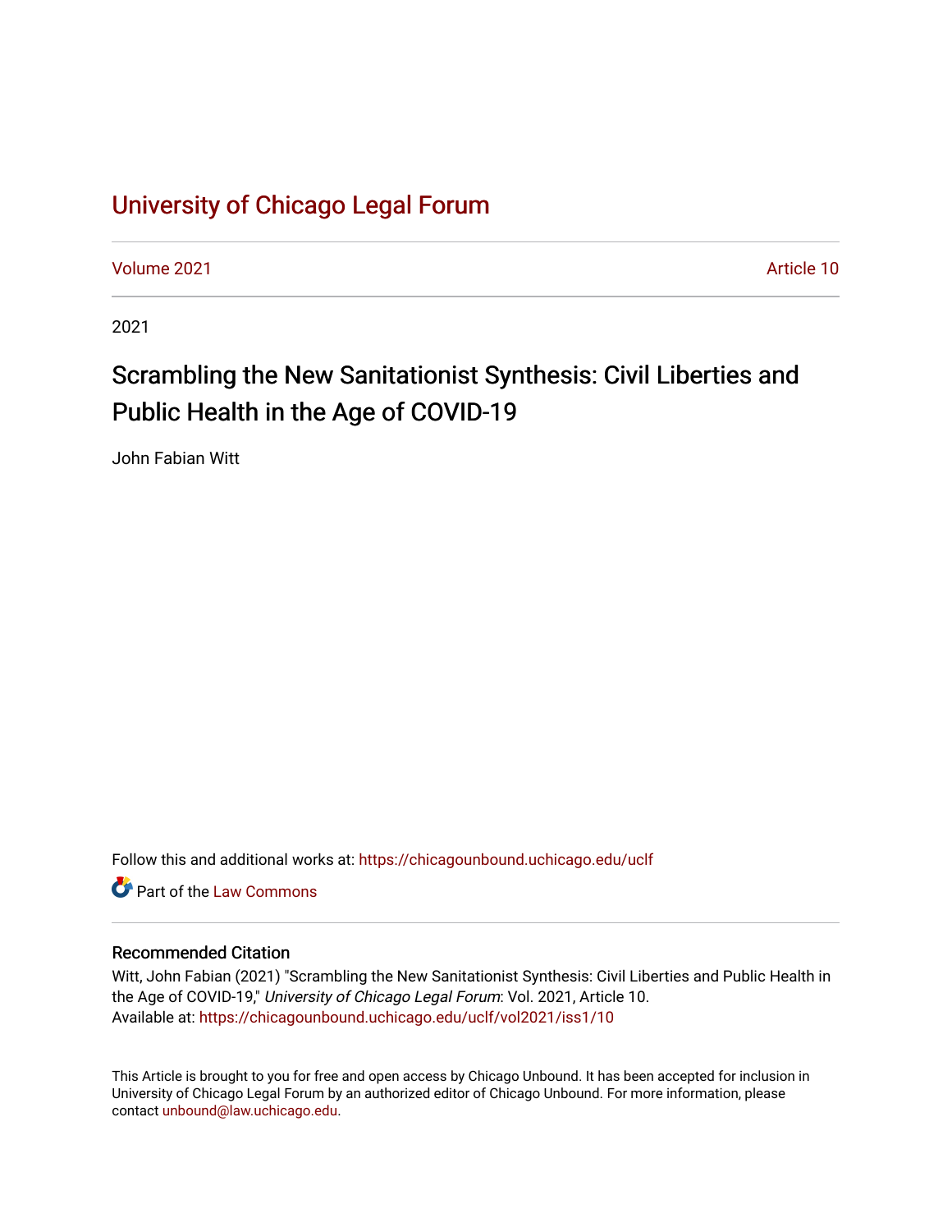# University of Chicago Legal Forum

Volume 2021 | Article 10

2021

## Scrambling the New Sanitationist Synthesis: Civil Liberties and Public Health in the Age of COVID-19

John Fabian Witt

Follow this and additional works at: https://chicagounbound.uchicago.edu/uclf

Part of the Law Commons

### Recommended Citation

Witt, John Fabian (2021) "Scrambling the New Sanitationist Synthesis: Civil Liberties and Public Health in the Age of COVID-19," *University of Chicago Legal Forum*: Vol. 2021, Article 10.
Available at: https://chicagounbound.uchicago.edu/uclf/vol2021/iss1/10

This Article is brought to you for free and open access by Chicago Unbound. It has been accepted for inclusion in University of Chicago Legal Forum by an authorized editor of Chicago Unbound. For more information, please contact unbound@law.uchicago.edu.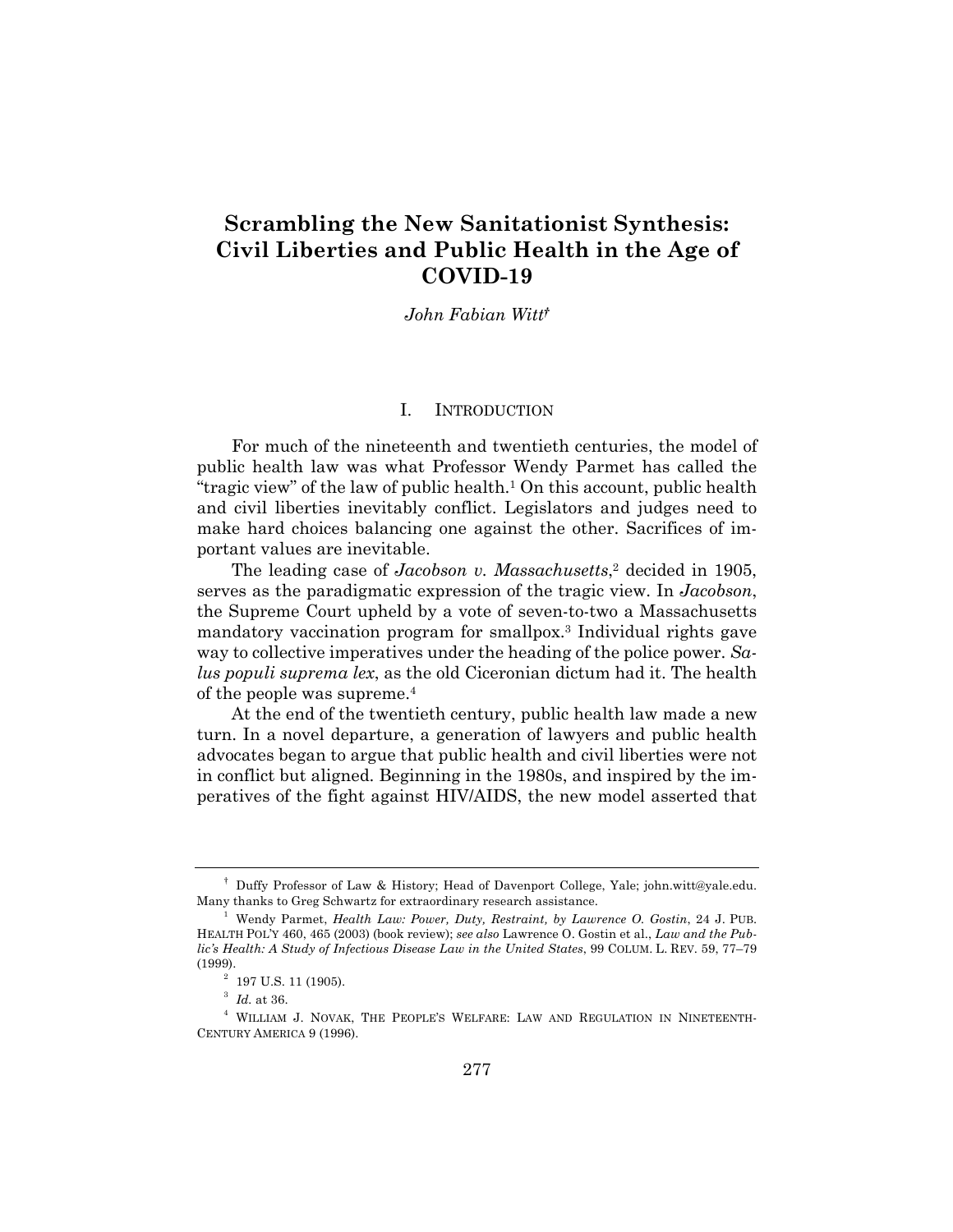# Scrambling the New Sanitationist Synthesis: Civil Liberties and Public Health in the Age of COVID-19

*John Fabian Witt*[†]

## I. Introduction

For much of the nineteenth and twentieth centuries, the model of public health law was what Professor Wendy Parmet has called the "tragic view" of the law of public health.[1] On this account, public health and civil liberties inevitably conflict. Legislators and judges need to make hard choices balancing one against the other. Sacrifices of important values are inevitable.

The leading case of *Jacobson v. Massachusetts*,[2] decided in 1905, serves as the paradigmatic expression of the tragic view. In *Jacobson*, the Supreme Court upheld by a vote of seven-to-two a Massachusetts mandatory vaccination program for smallpox.[3] Individual rights gave way to collective imperatives under the heading of the police power. *Salus populi suprema lex*, as the old Ciceronian dictum had it. The health of the people was supreme.[4]

At the end of the twentieth century, public health law made a new turn. In a novel departure, a generation of lawyers and public health advocates began to argue that public health and civil liberties were not in conflict but aligned. Beginning in the 1980s, and inspired by the imperatives of the fight against HIV/AIDS, the new model asserted that

---

[†] Duffy Professor of Law & History; Head of Davenport College, Yale; john.witt@yale.edu. Many thanks to Greg Schwartz for extraordinary research assistance.

[1] Wendy Parmet, *Health Law: Power, Duty, Restraint, by Lawrence O. Gostin*, 24 J. PUB. HEALTH POL'Y 460, 465 (2003) (book review); *see also* Lawrence O. Gostin et al., *Law and the Public's Health: A Study of Infectious Disease Law in the United States*, 99 COLUM. L. REV. 59, 77–79 (1999).

[2] 197 U.S. 11 (1905).

[3] *Id.* at 36.

[4] WILLIAM J. NOVAK, THE PEOPLE'S WELFARE: LAW AND REGULATION IN NINETEENTH-CENTURY AMERICA 9 (1996).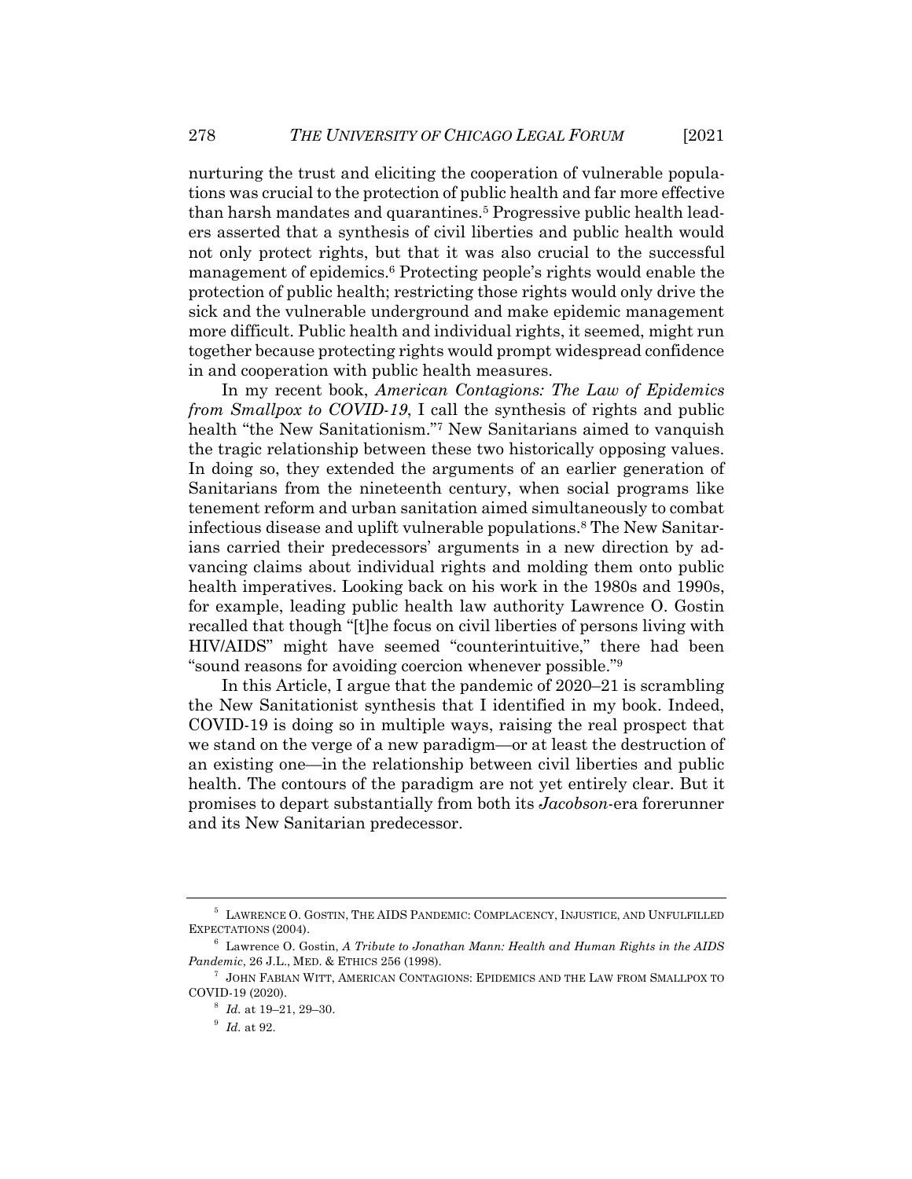nurturing the trust and eliciting the cooperation of vulnerable populations was crucial to the protection of public health and far more effective than harsh mandates and quarantines.[5] Progressive public health leaders asserted that a synthesis of civil liberties and public health would not only protect rights, but that it was also crucial to the successful management of epidemics.[6] Protecting people's rights would enable the protection of public health; restricting those rights would only drive the sick and the vulnerable underground and make epidemic management more difficult. Public health and individual rights, it seemed, might run together because protecting rights would prompt widespread confidence in and cooperation with public health measures.

In my recent book, *American Contagions: The Law of Epidemics from Smallpox to COVID-19*, I call the synthesis of rights and public health "the New Sanitationism."[7] New Sanitarians aimed to vanquish the tragic relationship between these two historically opposing values. In doing so, they extended the arguments of an earlier generation of Sanitarians from the nineteenth century, when social programs like tenement reform and urban sanitation aimed simultaneously to combat infectious disease and uplift vulnerable populations.[8] The New Sanitarians carried their predecessors' arguments in a new direction by advancing claims about individual rights and molding them onto public health imperatives. Looking back on his work in the 1980s and 1990s, for example, leading public health law authority Lawrence O. Gostin recalled that though "[t]he focus on civil liberties of persons living with HIV/AIDS" might have seemed "counterintuitive," there had been "sound reasons for avoiding coercion whenever possible."[9]

In this Article, I argue that the pandemic of 2020–21 is scrambling the New Sanitationist synthesis that I identified in my book. Indeed, COVID-19 is doing so in multiple ways, raising the real prospect that we stand on the verge of a new paradigm—or at least the destruction of an existing one—in the relationship between civil liberties and public health. The contours of the paradigm are not yet entirely clear. But it promises to depart substantially from both its *Jacobson*-era forerunner and its New Sanitarian predecessor.

---

[5] LAWRENCE O. GOSTIN, THE AIDS PANDEMIC: COMPLACENCY, INJUSTICE, AND UNFULFILLED EXPECTATIONS (2004).

[6] Lawrence O. Gostin, *A Tribute to Jonathan Mann: Health and Human Rights in the AIDS Pandemic*, 26 J.L., MED. & ETHICS 256 (1998).

[7] JOHN FABIAN WITT, AMERICAN CONTAGIONS: EPIDEMICS AND THE LAW FROM SMALLPOX TO COVID-19 (2020).

[8] *Id.* at 19–21, 29–30.

[9] *Id.* at 92.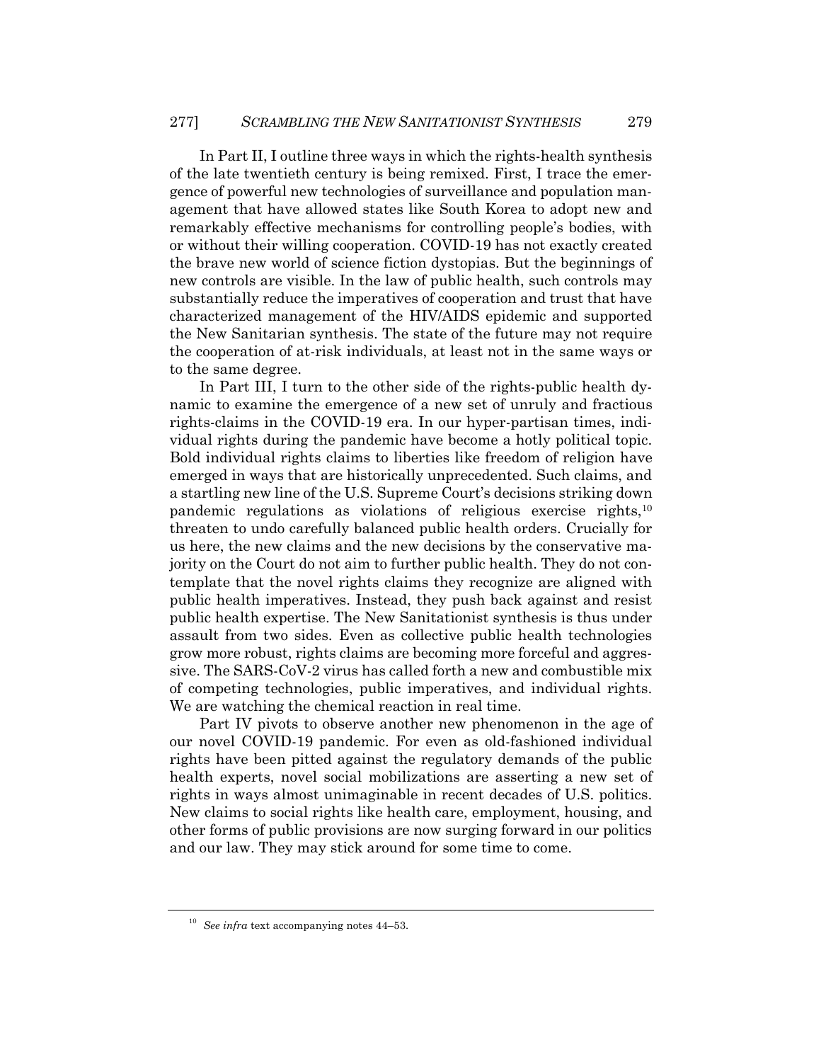In Part II, I outline three ways in which the rights-health synthesis of the late twentieth century is being remixed. First, I trace the emergence of powerful new technologies of surveillance and population management that have allowed states like South Korea to adopt new and remarkably effective mechanisms for controlling people's bodies, with or without their willing cooperation. COVID-19 has not exactly created the brave new world of science fiction dystopias. But the beginnings of new controls are visible. In the law of public health, such controls may substantially reduce the imperatives of cooperation and trust that have characterized management of the HIV/AIDS epidemic and supported the New Sanitarian synthesis. The state of the future may not require the cooperation of at-risk individuals, at least not in the same ways or to the same degree.

In Part III, I turn to the other side of the rights-public health dynamic to examine the emergence of a new set of unruly and fractious rights-claims in the COVID-19 era. In our hyper-partisan times, individual rights during the pandemic have become a hotly political topic. Bold individual rights claims to liberties like freedom of religion have emerged in ways that are historically unprecedented. Such claims, and a startling new line of the U.S. Supreme Court's decisions striking down pandemic regulations as violations of religious exercise rights,[10] threaten to undo carefully balanced public health orders. Crucially for us here, the new claims and the new decisions by the conservative majority on the Court do not aim to further public health. They do not contemplate that the novel rights claims they recognize are aligned with public health imperatives. Instead, they push back against and resist public health expertise. The New Sanitationist synthesis is thus under assault from two sides. Even as collective public health technologies grow more robust, rights claims are becoming more forceful and aggressive. The SARS-CoV-2 virus has called forth a new and combustible mix of competing technologies, public imperatives, and individual rights. We are watching the chemical reaction in real time.

Part IV pivots to observe another new phenomenon in the age of our novel COVID-19 pandemic. For even as old-fashioned individual rights have been pitted against the regulatory demands of the public health experts, novel social mobilizations are asserting a new set of rights in ways almost unimaginable in recent decades of U.S. politics. New claims to social rights like health care, employment, housing, and other forms of public provisions are now surging forward in our politics and our law. They may stick around for some time to come.

---

[10] *See infra* text accompanying notes 44–53.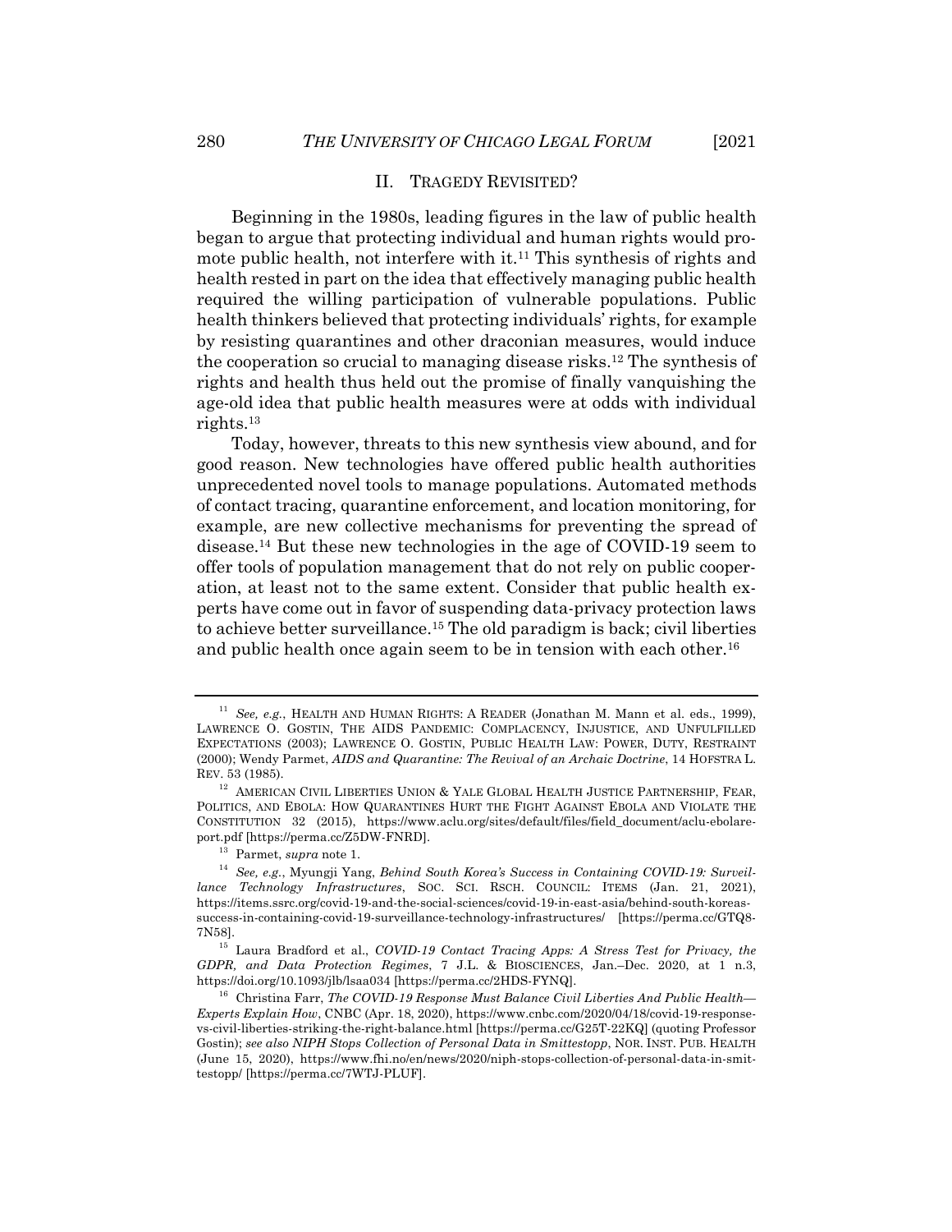## II. TRAGEDY REVISITED?

Beginning in the 1980s, leading figures in the law of public health began to argue that protecting individual and human rights would promote public health, not interfere with it.[11] This synthesis of rights and health rested in part on the idea that effectively managing public health required the willing participation of vulnerable populations. Public health thinkers believed that protecting individuals' rights, for example by resisting quarantines and other draconian measures, would induce the cooperation so crucial to managing disease risks.[12] The synthesis of rights and health thus held out the promise of finally vanquishing the age-old idea that public health measures were at odds with individual rights.[13]

Today, however, threats to this new synthesis view abound, and for good reason. New technologies have offered public health authorities unprecedented novel tools to manage populations. Automated methods of contact tracing, quarantine enforcement, and location monitoring, for example, are new collective mechanisms for preventing the spread of disease.[14] But these new technologies in the age of COVID-19 seem to offer tools of population management that do not rely on public cooperation, at least not to the same extent. Consider that public health experts have come out in favor of suspending data-privacy protection laws to achieve better surveillance.[15] The old paradigm is back; civil liberties and public health once again seem to be in tension with each other.[16]

---

[11] *See, e.g.*, HEALTH AND HUMAN RIGHTS: A READER (Jonathan M. Mann et al. eds., 1999), LAWRENCE O. GOSTIN, THE AIDS PANDEMIC: COMPLACENCY, INJUSTICE, AND UNFULFILLED EXPECTATIONS (2003); LAWRENCE O. GOSTIN, PUBLIC HEALTH LAW: POWER, DUTY, RESTRAINT (2000); Wendy Parmet, *AIDS and Quarantine: The Revival of an Archaic Doctrine*, 14 HOFSTRA L. REV. 53 (1985).

[12] AMERICAN CIVIL LIBERTIES UNION & YALE GLOBAL HEALTH JUSTICE PARTNERSHIP, FEAR, POLITICS, AND EBOLA: HOW QUARANTINES HURT THE FIGHT AGAINST EBOLA AND VIOLATE THE CONSTITUTION 32 (2015), https://www.aclu.org/sites/default/files/field_document/aclu-ebolareport.pdf [https://perma.cc/Z5DW-FNRD].

[13] Parmet, *supra* note 1.

[14] *See, e.g.*, Myungji Yang, *Behind South Korea's Success in Containing COVID-19: Surveillance Technology Infrastructures*, SOC. SCI. RSCH. COUNCIL: ITEMS (Jan. 21, 2021), https://items.ssrc.org/covid-19-and-the-social-sciences/covid-19-in-east-asia/behind-south-koreas-success-in-containing-covid-19-surveillance-technology-infrastructures/ [https://perma.cc/GTQ8-7N58].

[15] Laura Bradford et al., *COVID-19 Contact Tracing Apps: A Stress Test for Privacy, the GDPR, and Data Protection Regimes*, 7 J.L. & BIOSCIENCES, Jan.–Dec. 2020, at 1 n.3, https://doi.org/10.1093/jlb/lsaa034 [https://perma.cc/2HDS-FYNQ].

[16] Christina Farr, *The COVID-19 Response Must Balance Civil Liberties And Public Health—Experts Explain How*, CNBC (Apr. 18, 2020), https://www.cnbc.com/2020/04/18/covid-19-response-vs-civil-liberties-striking-the-right-balance.html [https://perma.cc/G25T-22KQ] (quoting Professor Gostin); *see also NIPH Stops Collection of Personal Data in Smittestopp*, NOR. INST. PUB. HEALTH (June 15, 2020), https://www.fhi.no/en/news/2020/niph-stops-collection-of-personal-data-in-smittestopp/ [https://perma.cc/7WTJ-PLUF].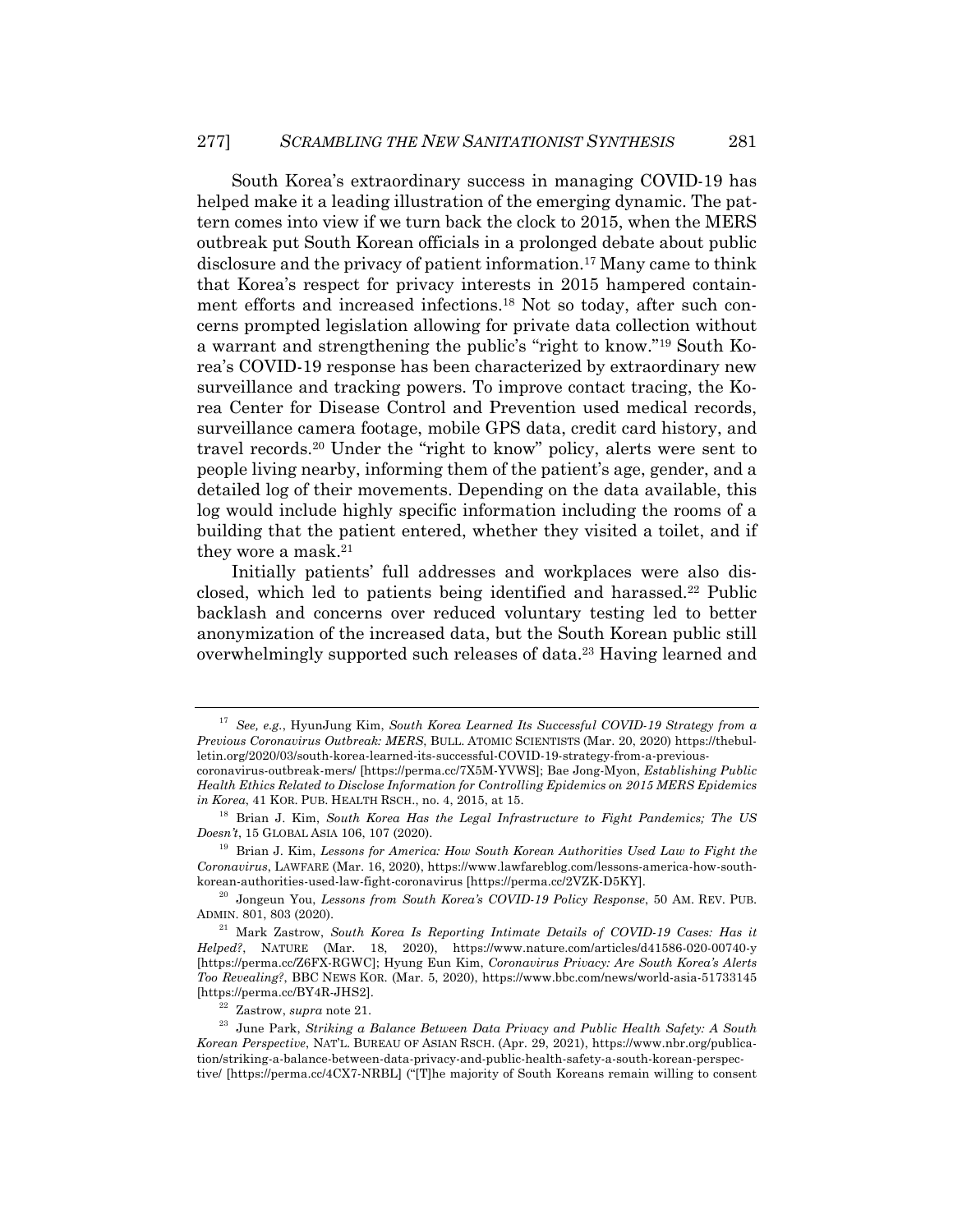South Korea's extraordinary success in managing COVID-19 has helped make it a leading illustration of the emerging dynamic. The pattern comes into view if we turn back the clock to 2015, when the MERS outbreak put South Korean officials in a prolonged debate about public disclosure and the privacy of patient information.[17] Many came to think that Korea's respect for privacy interests in 2015 hampered containment efforts and increased infections.[18] Not so today, after such concerns prompted legislation allowing for private data collection without a warrant and strengthening the public's "right to know."[19] South Korea's COVID-19 response has been characterized by extraordinary new surveillance and tracking powers. To improve contact tracing, the Korea Center for Disease Control and Prevention used medical records, surveillance camera footage, mobile GPS data, credit card history, and travel records.[20] Under the "right to know" policy, alerts were sent to people living nearby, informing them of the patient's age, gender, and a detailed log of their movements. Depending on the data available, this log would include highly specific information including the rooms of a building that the patient entered, whether they visited a toilet, and if they wore a mask.[21]

Initially patients' full addresses and workplaces were also disclosed, which led to patients being identified and harassed.[22] Public backlash and concerns over reduced voluntary testing led to better anonymization of the increased data, but the South Korean public still overwhelmingly supported such releases of data.[23] Having learned and

---

[17] *See, e.g.*, HyunJung Kim, *South Korea Learned Its Successful COVID-19 Strategy from a Previous Coronavirus Outbreak: MERS*, BULL. ATOMIC SCIENTISTS (Mar. 20, 2020) https://thebulletin.org/2020/03/south-korea-learned-its-successful-COVID-19-strategy-from-a-previous-coronavirus-outbreak-mers/ [https://perma.cc/7X5M-YVWS]; Bae Jong-Myon, *Establishing Public Health Ethics Related to Disclose Information for Controlling Epidemics on 2015 MERS Epidemics in Korea*, 41 KOR. PUB. HEALTH RSCH., no. 4, 2015, at 15.

[18] Brian J. Kim, *South Korea Has the Legal Infrastructure to Fight Pandemics; The US Doesn't*, 15 GLOBAL ASIA 106, 107 (2020).

[19] Brian J. Kim, *Lessons for America: How South Korean Authorities Used Law to Fight the Coronavirus*, LAWFARE (Mar. 16, 2020), https://www.lawfareblog.com/lessons-america-how-south-korean-authorities-used-law-fight-coronavirus [https://perma.cc/2VZK-D5KY].

[20] Jongeun You, *Lessons from South Korea's COVID-19 Policy Response*, 50 AM. REV. PUB. ADMIN. 801, 803 (2020).

[21] Mark Zastrow, *South Korea Is Reporting Intimate Details of COVID-19 Cases: Has it Helped?*, NATURE (Mar. 18, 2020), https://www.nature.com/articles/d41586-020-00740-y [https://perma.cc/Z6FX-RGWC]; Hyung Eun Kim, *Coronavirus Privacy: Are South Korea's Alerts Too Revealing?*, BBC NEWS KOR. (Mar. 5, 2020), https://www.bbc.com/news/world-asia-51733145 [https://perma.cc/BY4R-JHS2].

[22] Zastrow, *supra* note 21.

[23] June Park, *Striking a Balance Between Data Privacy and Public Health Safety: A South Korean Perspective*, NAT'L. BUREAU OF ASIAN RSCH. (Apr. 29, 2021), https://www.nbr.org/publication/striking-a-balance-between-data-privacy-and-public-health-safety-a-south-korean-perspective/ [https://perma.cc/4CX7-NRBL] ("[T]he majority of South Koreans remain willing to consent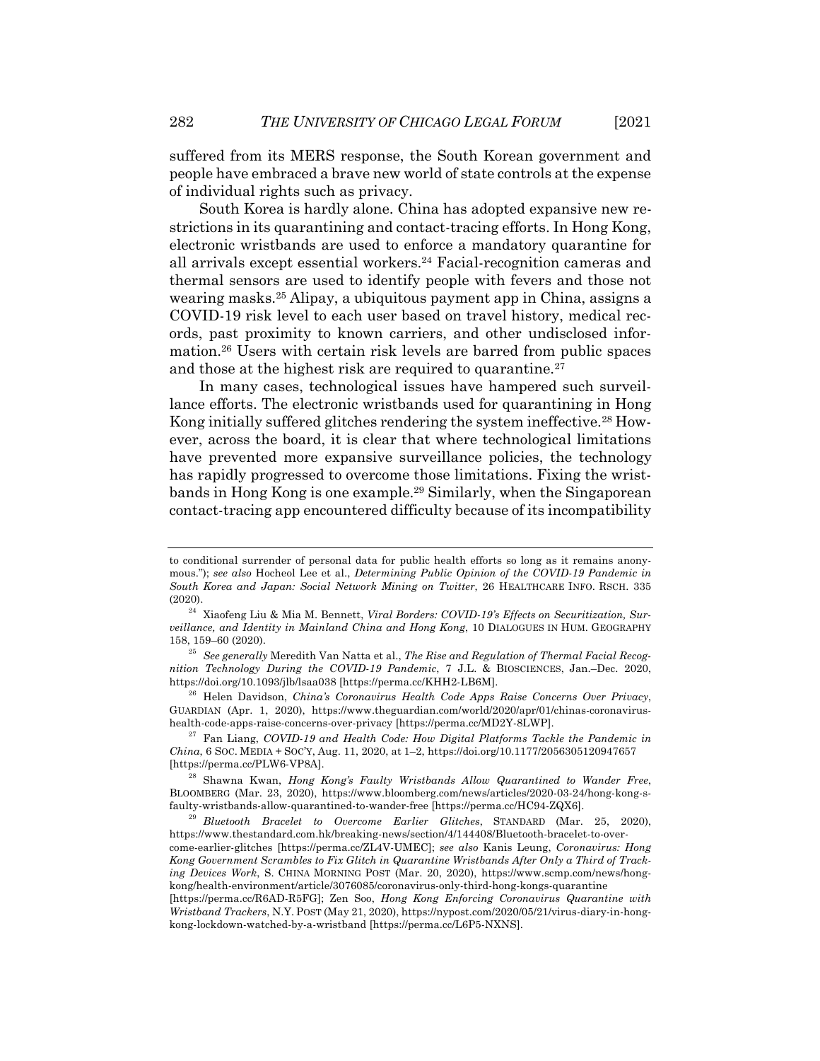suffered from its MERS response, the South Korean government and people have embraced a brave new world of state controls at the expense of individual rights such as privacy.

South Korea is hardly alone. China has adopted expansive new restrictions in its quarantining and contact-tracing efforts. In Hong Kong, electronic wristbands are used to enforce a mandatory quarantine for all arrivals except essential workers.[24] Facial-recognition cameras and thermal sensors are used to identify people with fevers and those not wearing masks.[25] Alipay, a ubiquitous payment app in China, assigns a COVID-19 risk level to each user based on travel history, medical records, past proximity to known carriers, and other undisclosed information.[26] Users with certain risk levels are barred from public spaces and those at the highest risk are required to quarantine.[27]

In many cases, technological issues have hampered such surveillance efforts. The electronic wristbands used for quarantining in Hong Kong initially suffered glitches rendering the system ineffective.[28] However, across the board, it is clear that where technological limitations have prevented more expansive surveillance policies, the technology has rapidly progressed to overcome those limitations. Fixing the wristbands in Hong Kong is one example.[29] Similarly, when the Singaporean contact-tracing app encountered difficulty because of its incompatibility

---

to conditional surrender of personal data for public health efforts so long as it remains anonymous."); *see also* Hocheol Lee et al., *Determining Public Opinion of the COVID-19 Pandemic in South Korea and Japan: Social Network Mining on Twitter*, 26 HEALTHCARE INFO. RSCH. 335 (2020).

[24] Xiaofeng Liu & Mia M. Bennett, *Viral Borders: COVID-19's Effects on Securitization, Surveillance, and Identity in Mainland China and Hong Kong*, 10 DIALOGUES IN HUM. GEOGRAPHY 158, 159–60 (2020).

[25] *See generally* Meredith Van Natta et al., *The Rise and Regulation of Thermal Facial Recognition Technology During the COVID-19 Pandemic*, 7 J.L. & BIOSCIENCES, Jan.–Dec. 2020, https://doi.org/10.1093/jlb/lsaa038 [https://perma.cc/KHH2-LB6M].

[26] Helen Davidson, *China's Coronavirus Health Code Apps Raise Concerns Over Privacy*, GUARDIAN (Apr. 1, 2020), https://www.theguardian.com/world/2020/apr/01/chinas-coronavirus-health-code-apps-raise-concerns-over-privacy [https://perma.cc/MD2Y-8LWP].

[27] Fan Liang, *COVID-19 and Health Code: How Digital Platforms Tackle the Pandemic in China*, 6 SOC. MEDIA + SOC'Y, Aug. 11, 2020, at 1–2, https://doi.org/10.1177/2056305120947657 [https://perma.cc/PLW6-VP8A].

[28] Shawna Kwan, *Hong Kong's Faulty Wristbands Allow Quarantined to Wander Free*, BLOOMBERG (Mar. 23, 2020), https://www.bloomberg.com/news/articles/2020-03-24/hong-kong-s-faulty-wristbands-allow-quarantined-to-wander-free [https://perma.cc/HC94-ZQX6].

[29] *Bluetooth Bracelet to Overcome Earlier Glitches*, STANDARD (Mar. 25, 2020), https://www.thestandard.com.hk/breaking-news/section/4/144408/Bluetooth-bracelet-to-overcome-earlier-glitches [https://perma.cc/ZL4V-UMEC]; *see also* Kanis Leung, *Coronavirus: Hong Kong Government Scrambles to Fix Glitch in Quarantine Wristbands After Only a Third of Tracking Devices Work*, S. CHINA MORNING POST (Mar. 20, 2020), https://www.scmp.com/news/hong-kong/health-environment/article/3076085/coronavirus-only-third-hong-kongs-quarantine [https://perma.cc/R6AD-R5FG]; Zen Soo, *Hong Kong Enforcing Coronavirus Quarantine with Wristband Trackers*, N.Y. POST (May 21, 2020), https://nypost.com/2020/05/21/virus-diary-in-hong-kong-lockdown-watched-by-a-wristband [https://perma.cc/L6P5-NXNS].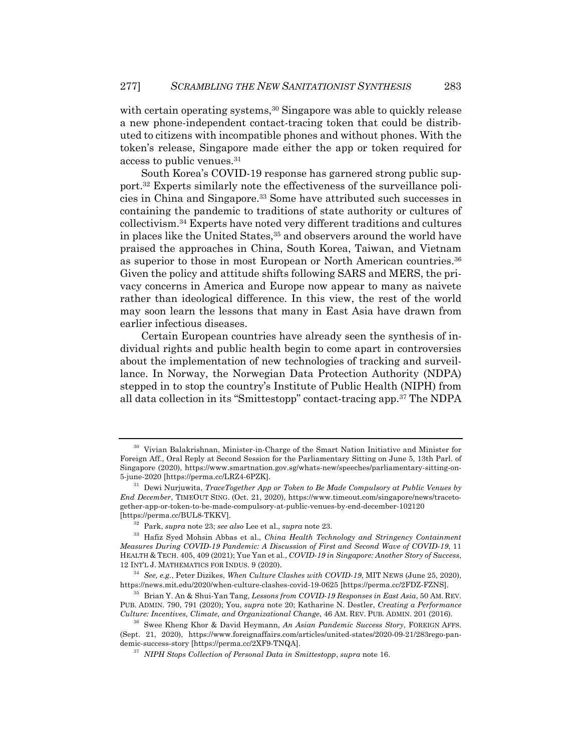with certain operating systems,[30] Singapore was able to quickly release a new phone-independent contact-tracing token that could be distributed to citizens with incompatible phones and without phones. With the token's release, Singapore made either the app or token required for access to public venues.[31]

South Korea's COVID-19 response has garnered strong public support.[32] Experts similarly note the effectiveness of the surveillance policies in China and Singapore.[33] Some have attributed such successes in containing the pandemic to traditions of state authority or cultures of collectivism.[34] Experts have noted very different traditions and cultures in places like the United States,[35] and observers around the world have praised the approaches in China, South Korea, Taiwan, and Vietnam as superior to those in most European or North American countries.[36] Given the policy and attitude shifts following SARS and MERS, the privacy concerns in America and Europe now appear to many as naivete rather than ideological difference. In this view, the rest of the world may soon learn the lessons that many in East Asia have drawn from earlier infectious diseases.

Certain European countries have already seen the synthesis of individual rights and public health begin to come apart in controversies about the implementation of new technologies of tracking and surveillance. In Norway, the Norwegian Data Protection Authority (NDPA) stepped in to stop the country's Institute of Public Health (NIPH) from all data collection in its "Smittestopp" contact-tracing app.[37] The NDPA

---

[30] Vivian Balakrishnan, Minister-in-Charge of the Smart Nation Initiative and Minister for Foreign Aff., Oral Reply at Second Session for the Parliamentary Sitting on June 5, 13th Parl. of Singapore (2020), https://www.smartnation.gov.sg/whats-new/speeches/parliamentary-sitting-on-5-june-2020 [https://perma.cc/LRZ4-6PZK].

[31] Dewi Nurjuwita, *TraceTogether App or Token to Be Made Compulsory at Public Venues by End December*, TIMEOUT SING. (Oct. 21, 2020), https://www.timeout.com/singapore/news/tracetogether-app-or-token-to-be-made-compulsory-at-public-venues-by-end-december-102120 [https://perma.cc/BUL8-TKKV].

[32] Park, *supra* note 23; *see also* Lee et al., *supra* note 23.

[33] Hafiz Syed Mohsin Abbas et al., *China Health Technology and Stringency Containment Measures During COVID-19 Pandemic: A Discussion of First and Second Wave of COVID-19*, 11 HEALTH & TECH. 405, 409 (2021); Yue Yan et al., *COVID-19 in Singapore: Another Story of Success*, 12 INT'L J. MATHEMATICS FOR INDUS. 9 (2020).

[34] *See, e.g.*, Peter Dizikes, *When Culture Clashes with COVID-19*, MIT NEWS (June 25, 2020), https://news.mit.edu/2020/when-culture-clashes-covid-19-0625 [https://perma.cc/2FDZ-FZNS].

[35] Brian Y. An & Shui-Yan Tang, *Lessons from COVID-19 Responses in East Asia*, 50 AM. REV. PUB. ADMIN. 790, 791 (2020); You, *supra* note 20; Katharine N. Destler, *Creating a Performance Culture: Incentives, Climate, and Organizational Change*, 46 AM. REV. PUB. ADMIN. 201 (2016).

[36] Swee Kheng Khor & David Heymann, *An Asian Pandemic Success Story*, FOREIGN AFFS. (Sept. 21, 2020), https://www.foreignaffairs.com/articles/united-states/2020-09-21/283rego-pandemic-success-story [https://perma.cc/2XF9-TNQA].

[37] *NIPH Stops Collection of Personal Data in Smittestopp*, *supra* note 16.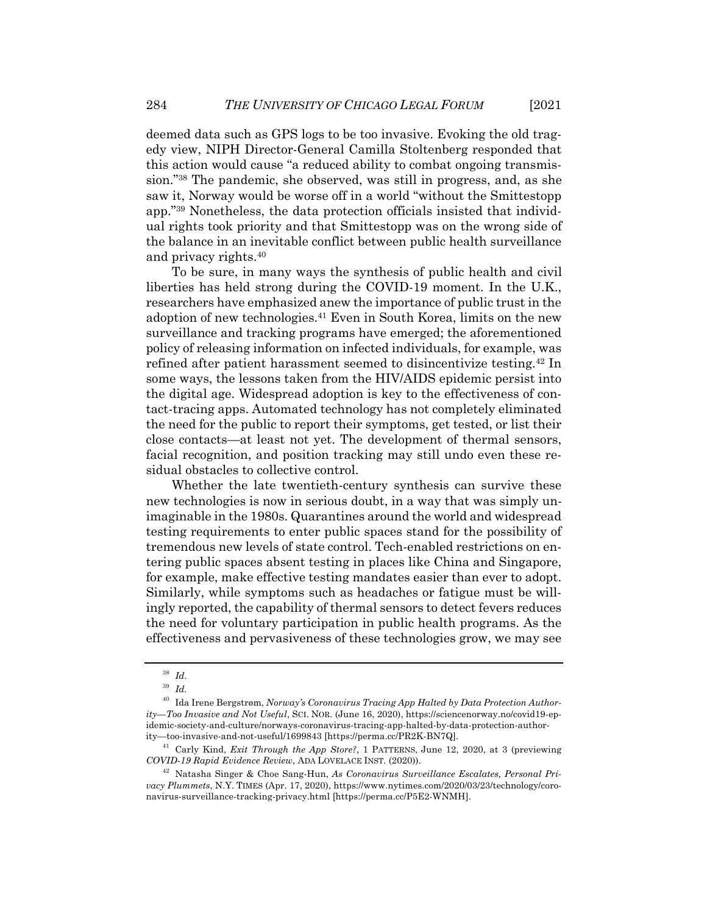deemed data such as GPS logs to be too invasive. Evoking the old tragedy view, NIPH Director-General Camilla Stoltenberg responded that this action would cause "a reduced ability to combat ongoing transmission."[38] The pandemic, she observed, was still in progress, and, as she saw it, Norway would be worse off in a world "without the Smittestopp app."[39] Nonetheless, the data protection officials insisted that individual rights took priority and that Smittestopp was on the wrong side of the balance in an inevitable conflict between public health surveillance and privacy rights.[40]

To be sure, in many ways the synthesis of public health and civil liberties has held strong during the COVID-19 moment. In the U.K., researchers have emphasized anew the importance of public trust in the adoption of new technologies.[41] Even in South Korea, limits on the new surveillance and tracking programs have emerged; the aforementioned policy of releasing information on infected individuals, for example, was refined after patient harassment seemed to disincentivize testing.[42] In some ways, the lessons taken from the HIV/AIDS epidemic persist into the digital age. Widespread adoption is key to the effectiveness of contact-tracing apps. Automated technology has not completely eliminated the need for the public to report their symptoms, get tested, or list their close contacts—at least not yet. The development of thermal sensors, facial recognition, and position tracking may still undo even these residual obstacles to collective control.

Whether the late twentieth-century synthesis can survive these new technologies is now in serious doubt, in a way that was simply unimaginable in the 1980s. Quarantines around the world and widespread testing requirements to enter public spaces stand for the possibility of tremendous new levels of state control. Tech-enabled restrictions on entering public spaces absent testing in places like China and Singapore, for example, make effective testing mandates easier than ever to adopt. Similarly, while symptoms such as headaches or fatigue must be willingly reported, the capability of thermal sensors to detect fevers reduces the need for voluntary participation in public health programs. As the effectiveness and pervasiveness of these technologies grow, we may see

---

[38] *Id.*

[39] *Id.*

[40] Ida Irene Bergstrøm, *Norway's Coronavirus Tracing App Halted by Data Protection Authority—Too Invasive and Not Useful*, SCI. NOR. (June 16, 2020), https://sciencenorway.no/covid19-epidemic-society-and-culture/norways-coronavirus-tracing-app-halted-by-data-protection-authority—too-invasive-and-not-useful/1699843 [https://perma.cc/PR2K-BN7Q].

[41] Carly Kind, *Exit Through the App Store?*, 1 PATTERNS, June 12, 2020, at 3 (previewing *COVID-19 Rapid Evidence Review*, ADA LOVELACE INST. (2020)).

[42] Natasha Singer & Choe Sang-Hun, *As Coronavirus Surveillance Escalates, Personal Privacy Plummets*, N.Y. TIMES (Apr. 17, 2020), https://www.nytimes.com/2020/03/23/technology/coronavirus-surveillance-tracking-privacy.html [https://perma.cc/P5E2-WNMH].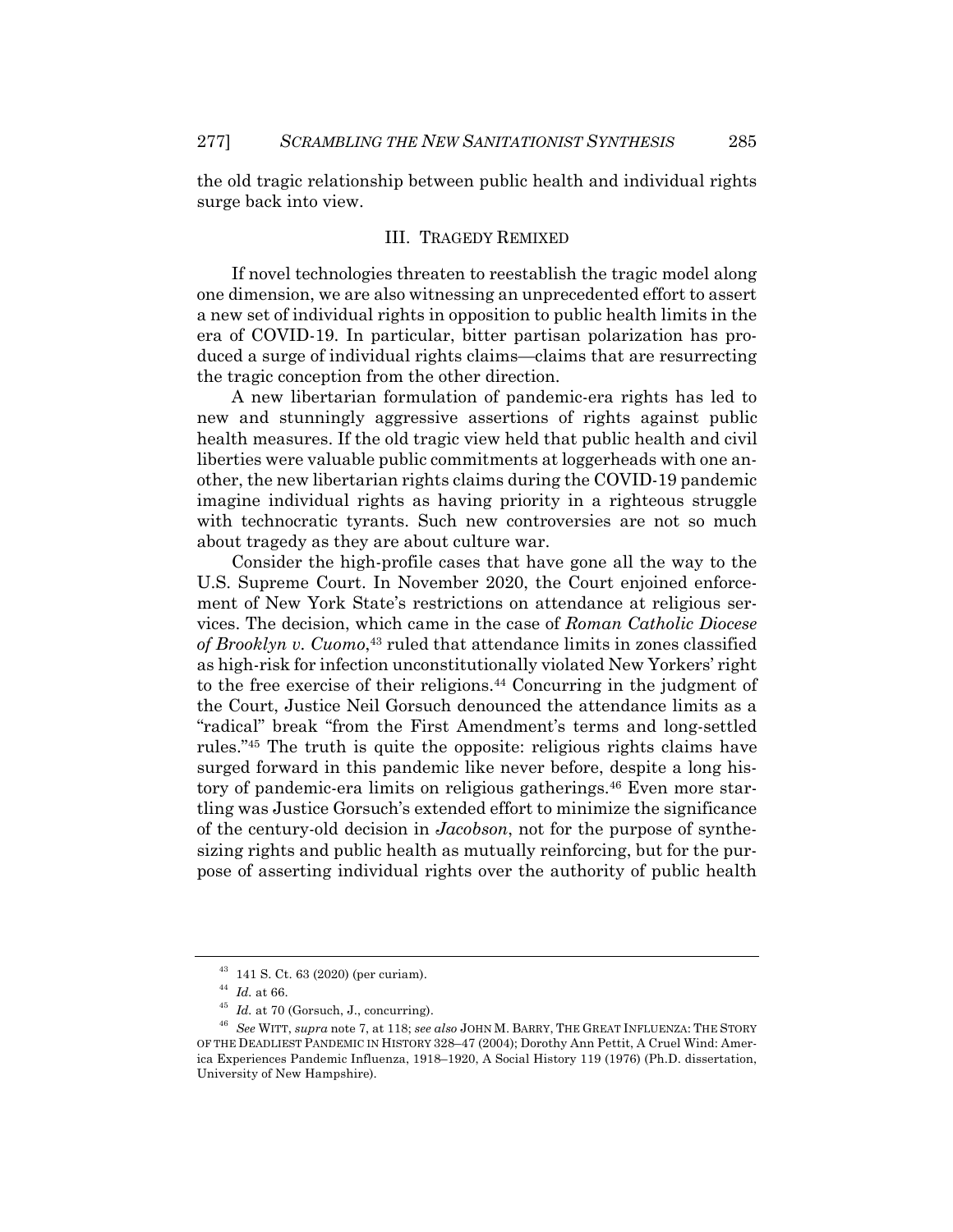the old tragic relationship between public health and individual rights surge back into view.

## III. TRAGEDY REMIXED

If novel technologies threaten to reestablish the tragic model along one dimension, we are also witnessing an unprecedented effort to assert a new set of individual rights in opposition to public health limits in the era of COVID-19. In particular, bitter partisan polarization has produced a surge of individual rights claims—claims that are resurrecting the tragic conception from the other direction.

A new libertarian formulation of pandemic-era rights has led to new and stunningly aggressive assertions of rights against public health measures. If the old tragic view held that public health and civil liberties were valuable public commitments at loggerheads with one another, the new libertarian rights claims during the COVID-19 pandemic imagine individual rights as having priority in a righteous struggle with technocratic tyrants. Such new controversies are not so much about tragedy as they are about culture war.

Consider the high-profile cases that have gone all the way to the U.S. Supreme Court. In November 2020, the Court enjoined enforcement of New York State's restrictions on attendance at religious services. The decision, which came in the case of *Roman Catholic Diocese of Brooklyn v. Cuomo*,[43] ruled that attendance limits in zones classified as high-risk for infection unconstitutionally violated New Yorkers' right to the free exercise of their religions.[44] Concurring in the judgment of the Court, Justice Neil Gorsuch denounced the attendance limits as a "radical" break "from the First Amendment's terms and long-settled rules."[45] The truth is quite the opposite: religious rights claims have surged forward in this pandemic like never before, despite a long history of pandemic-era limits on religious gatherings.[46] Even more startling was Justice Gorsuch's extended effort to minimize the significance of the century-old decision in *Jacobson*, not for the purpose of synthesizing rights and public health as mutually reinforcing, but for the purpose of asserting individual rights over the authority of public health

---

[43] 141 S. Ct. 63 (2020) (per curiam).

[44] *Id.* at 66.

[45] *Id.* at 70 (Gorsuch, J., concurring).

[46] *See* WITT, *supra* note 7, at 118; *see also* JOHN M. BARRY, THE GREAT INFLUENZA: THE STORY OF THE DEADLIEST PANDEMIC IN HISTORY 328–47 (2004); Dorothy Ann Pettit, A Cruel Wind: America Experiences Pandemic Influenza, 1918–1920, A Social History 119 (1976) (Ph.D. dissertation, University of New Hampshire).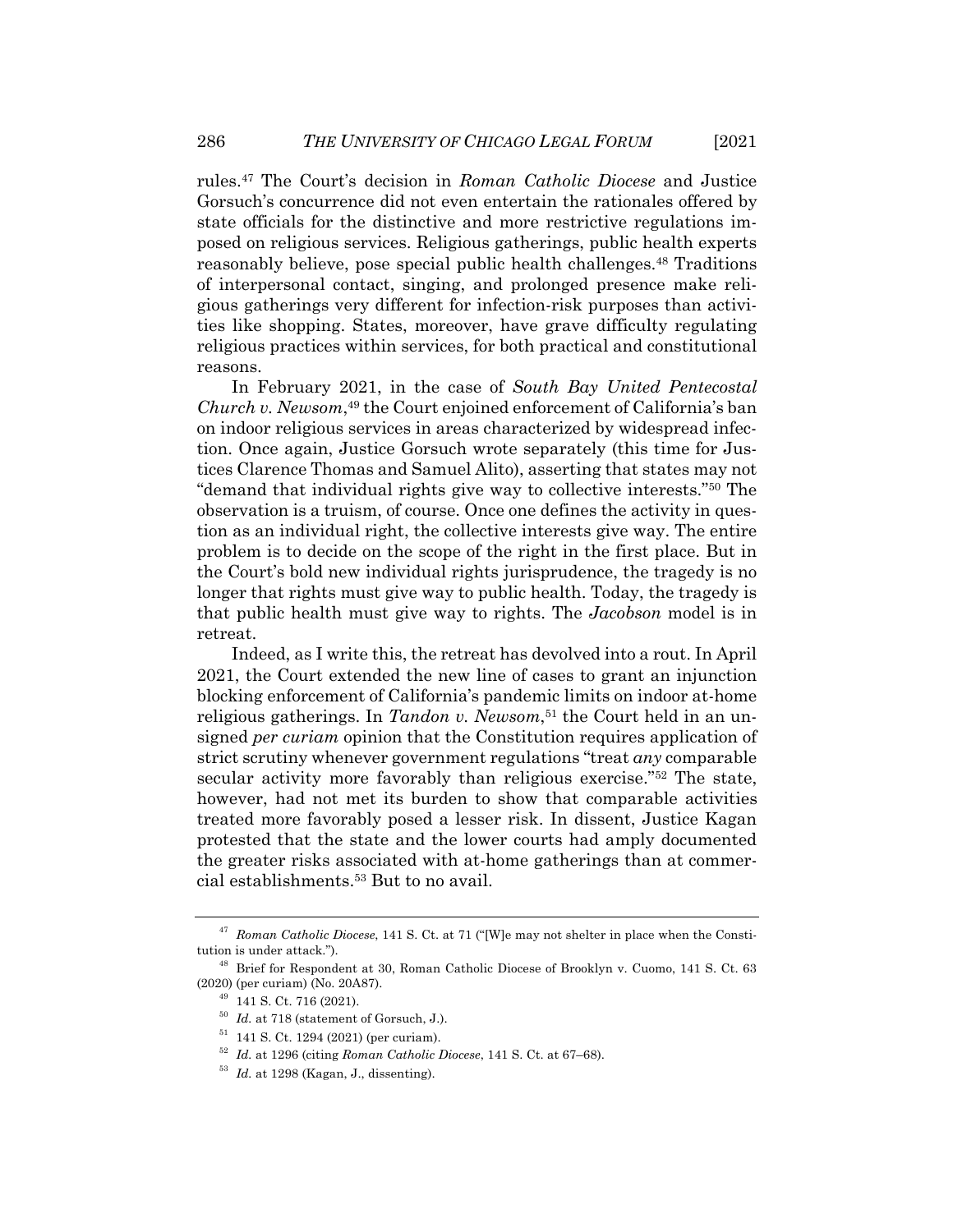rules.[47] The Court's decision in *Roman Catholic Diocese* and Justice Gorsuch's concurrence did not even entertain the rationales offered by state officials for the distinctive and more restrictive regulations imposed on religious services. Religious gatherings, public health experts reasonably believe, pose special public health challenges.[48] Traditions of interpersonal contact, singing, and prolonged presence make religious gatherings very different for infection-risk purposes than activities like shopping. States, moreover, have grave difficulty regulating religious practices within services, for both practical and constitutional reasons.

In February 2021, in the case of *South Bay United Pentecostal Church v. Newsom*,[49] the Court enjoined enforcement of California's ban on indoor religious services in areas characterized by widespread infection. Once again, Justice Gorsuch wrote separately (this time for Justices Clarence Thomas and Samuel Alito), asserting that states may not "demand that individual rights give way to collective interests."[50] The observation is a truism, of course. Once one defines the activity in question as an individual right, the collective interests give way. The entire problem is to decide on the scope of the right in the first place. But in the Court's bold new individual rights jurisprudence, the tragedy is no longer that rights must give way to public health. Today, the tragedy is that public health must give way to rights. The *Jacobson* model is in retreat.

Indeed, as I write this, the retreat has devolved into a rout. In April 2021, the Court extended the new line of cases to grant an injunction blocking enforcement of California's pandemic limits on indoor at-home religious gatherings. In *Tandon v. Newsom*,[51] the Court held in an unsigned *per curiam* opinion that the Constitution requires application of strict scrutiny whenever government regulations "treat *any* comparable secular activity more favorably than religious exercise."[52] The state, however, had not met its burden to show that comparable activities treated more favorably posed a lesser risk. In dissent, Justice Kagan protested that the state and the lower courts had amply documented the greater risks associated with at-home gatherings than at commercial establishments.[53] But to no avail.

---

[47] *Roman Catholic Diocese*, 141 S. Ct. at 71 ("[W]e may not shelter in place when the Constitution is under attack.").

[48] Brief for Respondent at 30, Roman Catholic Diocese of Brooklyn v. Cuomo, 141 S. Ct. 63 (2020) (per curiam) (No. 20A87).

[49] 141 S. Ct. 716 (2021).

[50] *Id.* at 718 (statement of Gorsuch, J.).

[51] 141 S. Ct. 1294 (2021) (per curiam).

[52] *Id.* at 1296 (citing *Roman Catholic Diocese*, 141 S. Ct. at 67–68).

[53] *Id.* at 1298 (Kagan, J., dissenting).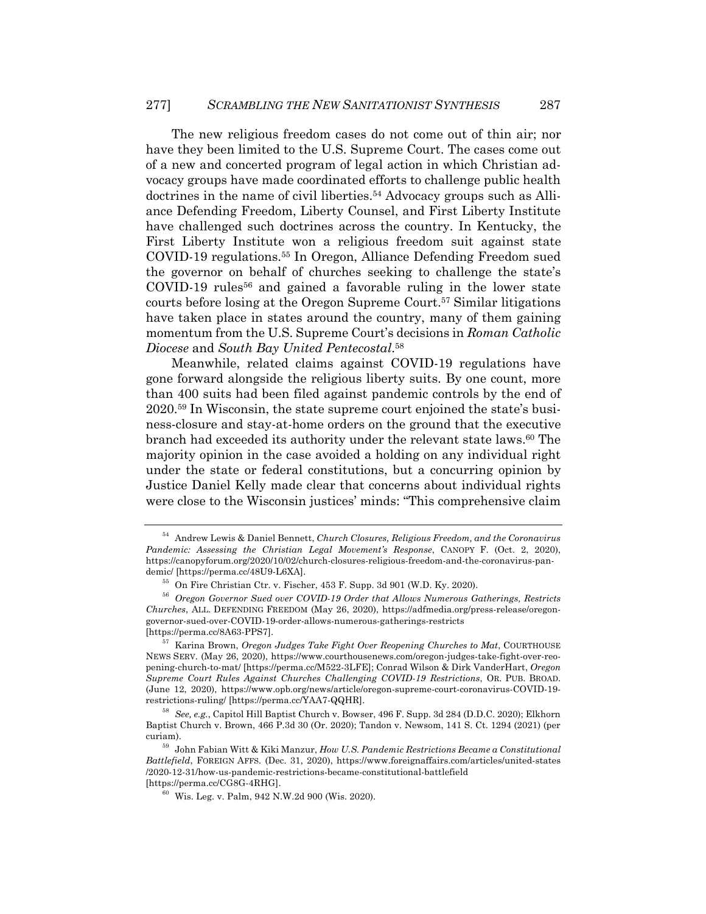The new religious freedom cases do not come out of thin air; nor have they been limited to the U.S. Supreme Court. The cases come out of a new and concerted program of legal action in which Christian advocacy groups have made coordinated efforts to challenge public health doctrines in the name of civil liberties.[54] Advocacy groups such as Alliance Defending Freedom, Liberty Counsel, and First Liberty Institute have challenged such doctrines across the country. In Kentucky, the First Liberty Institute won a religious freedom suit against state COVID-19 regulations.[55] In Oregon, Alliance Defending Freedom sued the governor on behalf of churches seeking to challenge the state's COVID-19 rules[56] and gained a favorable ruling in the lower state courts before losing at the Oregon Supreme Court.[57] Similar litigations have taken place in states around the country, many of them gaining momentum from the U.S. Supreme Court's decisions in *Roman Catholic Diocese* and *South Bay United Pentecostal*.[58]

Meanwhile, related claims against COVID-19 regulations have gone forward alongside the religious liberty suits. By one count, more than 400 suits had been filed against pandemic controls by the end of 2020.[59] In Wisconsin, the state supreme court enjoined the state's business-closure and stay-at-home orders on the ground that the executive branch had exceeded its authority under the relevant state laws.[60] The majority opinion in the case avoided a holding on any individual right under the state or federal constitutions, but a concurring opinion by Justice Daniel Kelly made clear that concerns about individual rights were close to the Wisconsin justices' minds: "This comprehensive claim

---

[54] Andrew Lewis & Daniel Bennett, *Church Closures, Religious Freedom, and the Coronavirus Pandemic: Assessing the Christian Legal Movement's Response*, CANOPY F. (Oct. 2, 2020), https://canopyforum.org/2020/10/02/church-closures-religious-freedom-and-the-coronavirus-pandemic/ [https://perma.cc/48U9-L6XA].

[55] On Fire Christian Ctr. v. Fischer, 453 F. Supp. 3d 901 (W.D. Ky. 2020).

[56] *Oregon Governor Sued over COVID-19 Order that Allows Numerous Gatherings, Restricts Churches*, ALL. DEFENDING FREEDOM (May 26, 2020), https://adfmedia.org/press-release/oregon-governor-sued-over-COVID-19-order-allows-numerous-gatherings-restricts [https://perma.cc/8A63-PPS7].

[57] Karina Brown, *Oregon Judges Take Fight Over Reopening Churches to Mat*, COURTHOUSE NEWS SERV. (May 26, 2020), https://www.courthousenews.com/oregon-judges-take-fight-over-reopening-church-to-mat/ [https://perma.cc/M522-3LFE]; Conrad Wilson & Dirk VanderHart, *Oregon Supreme Court Rules Against Churches Challenging COVID-19 Restrictions*, OR. PUB. BROAD. (June 12, 2020), https://www.opb.org/news/article/oregon-supreme-court-coronavirus-COVID-19-restrictions-ruling/ [https://perma.cc/YAA7-QQHR].

[58] *See, e.g.*, Capitol Hill Baptist Church v. Bowser, 496 F. Supp. 3d 284 (D.D.C. 2020); Elkhorn Baptist Church v. Brown, 466 P.3d 30 (Or. 2020); Tandon v. Newsom, 141 S. Ct. 1294 (2021) (per curiam).

[59] John Fabian Witt & Kiki Manzur, *How U.S. Pandemic Restrictions Became a Constitutional Battlefield*, FOREIGN AFFS. (Dec. 31, 2020), https://www.foreignaffairs.com/articles/united-states/2020-12-31/how-us-pandemic-restrictions-became-constitutional-battlefield [https://perma.cc/CG8G-4RHG].

[60] Wis. Leg. v. Palm, 942 N.W.2d 900 (Wis. 2020).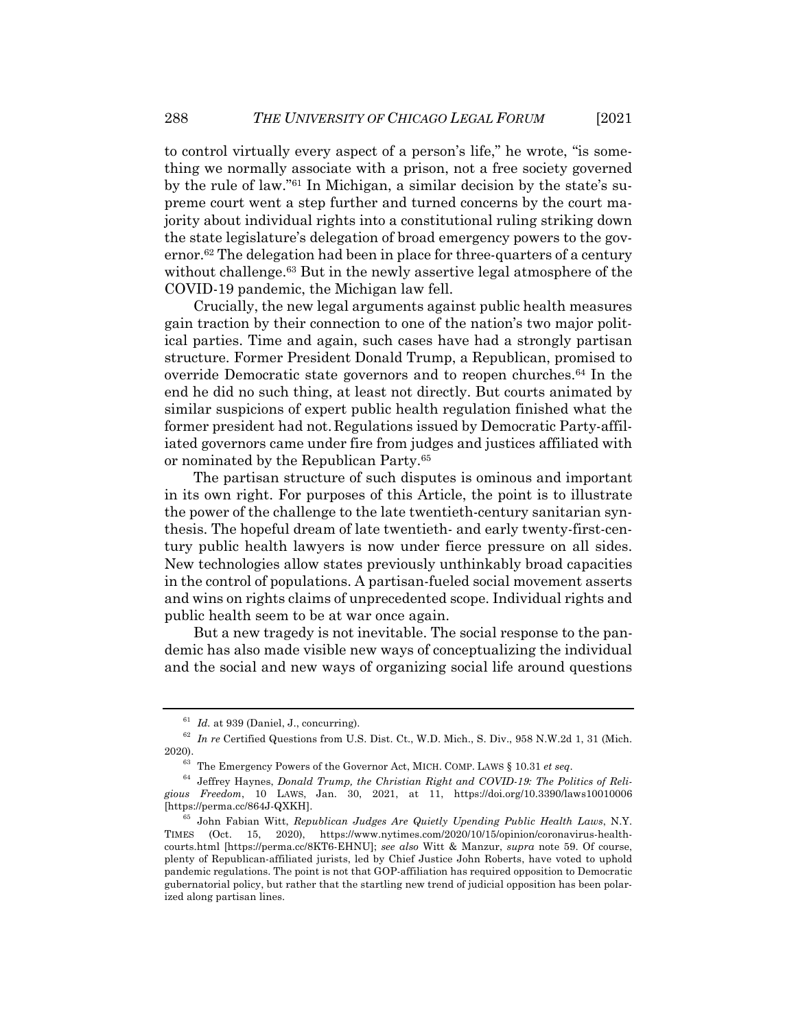to control virtually every aspect of a person's life," he wrote, "is something we normally associate with a prison, not a free society governed by the rule of law."[61] In Michigan, a similar decision by the state's supreme court went a step further and turned concerns by the court majority about individual rights into a constitutional ruling striking down the state legislature's delegation of broad emergency powers to the governor.[62] The delegation had been in place for three-quarters of a century without challenge.[63] But in the newly assertive legal atmosphere of the COVID-19 pandemic, the Michigan law fell.

Crucially, the new legal arguments against public health measures gain traction by their connection to one of the nation's two major political parties. Time and again, such cases have had a strongly partisan structure. Former President Donald Trump, a Republican, promised to override Democratic state governors and to reopen churches.[64] In the end he did no such thing, at least not directly. But courts animated by similar suspicions of expert public health regulation finished what the former president had not. Regulations issued by Democratic Party-affiliated governors came under fire from judges and justices affiliated with or nominated by the Republican Party.[65]

The partisan structure of such disputes is ominous and important in its own right. For purposes of this Article, the point is to illustrate the power of the challenge to the late twentieth-century sanitarian synthesis. The hopeful dream of late twentieth- and early twenty-first-century public health lawyers is now under fierce pressure on all sides. New technologies allow states previously unthinkably broad capacities in the control of populations. A partisan-fueled social movement asserts and wins on rights claims of unprecedented scope. Individual rights and public health seem to be at war once again.

But a new tragedy is not inevitable. The social response to the pandemic has also made visible new ways of conceptualizing the individual and the social and new ways of organizing social life around questions

---

[61] *Id.* at 939 (Daniel, J., concurring).

[62] *In re* Certified Questions from U.S. Dist. Ct., W.D. Mich., S. Div., 958 N.W.2d 1, 31 (Mich. 2020).

[63] The Emergency Powers of the Governor Act, MICH. COMP. LAWS § 10.31 *et seq*.

[64] Jeffrey Haynes, *Donald Trump, the Christian Right and COVID-19: The Politics of Religious Freedom*, 10 LAWS, Jan. 30, 2021, at 11, https://doi.org/10.3390/laws10010006 [https://perma.cc/864J-QXKH].

[65] John Fabian Witt, *Republican Judges Are Quietly Upending Public Health Laws*, N.Y. TIMES (Oct. 15, 2020), https://www.nytimes.com/2020/10/15/opinion/coronavirus-health-courts.html [https://perma.cc/8KT6-EHNU]; *see also* Witt & Manzur, *supra* note 59. Of course, plenty of Republican-affiliated jurists, led by Chief Justice John Roberts, have voted to uphold pandemic regulations. The point is not that GOP-affiliation has required opposition to Democratic gubernatorial policy, but rather that the startling new trend of judicial opposition has been polarized along partisan lines.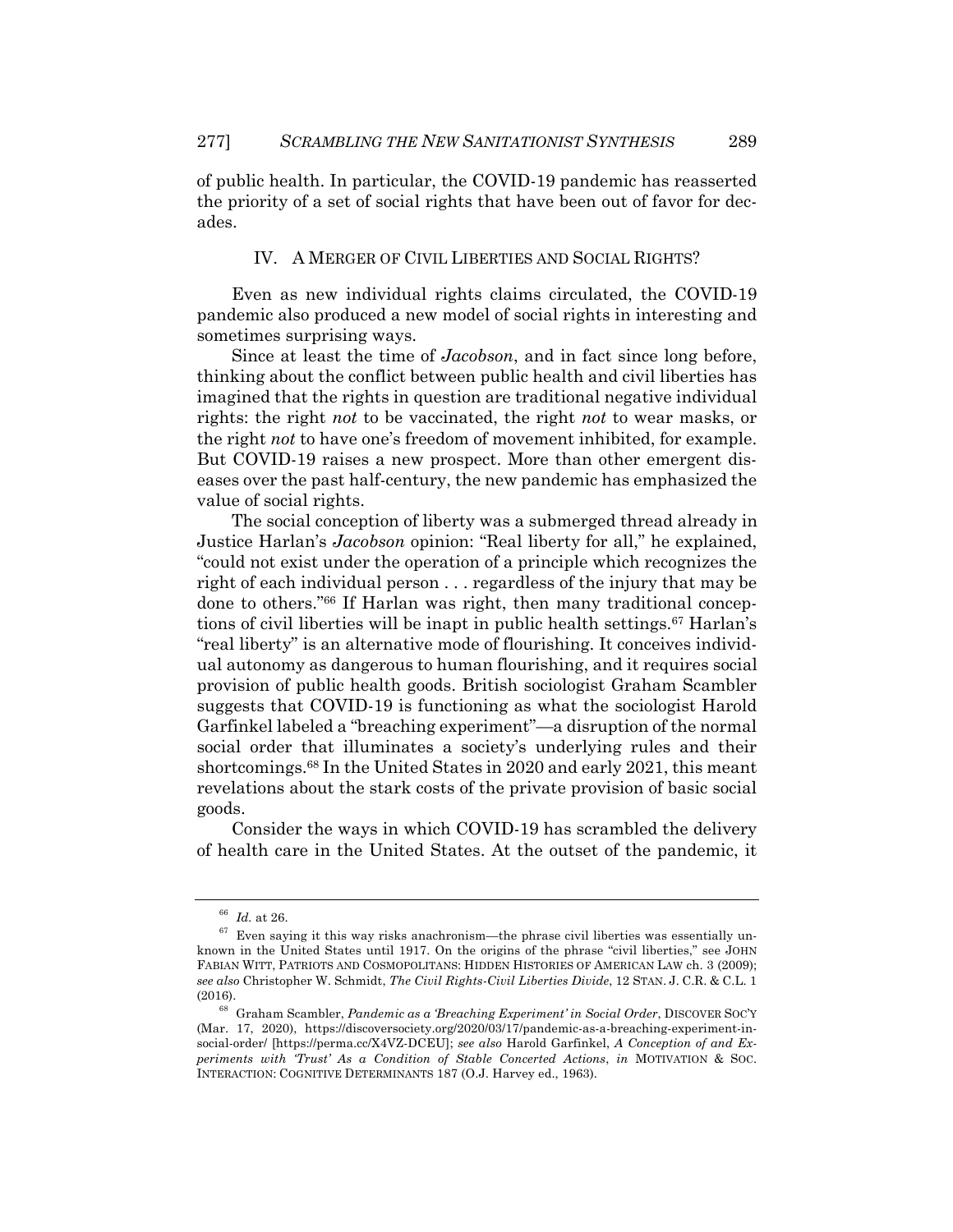of public health. In particular, the COVID-19 pandemic has reasserted the priority of a set of social rights that have been out of favor for decades.

## IV. A MERGER OF CIVIL LIBERTIES AND SOCIAL RIGHTS?

Even as new individual rights claims circulated, the COVID-19 pandemic also produced a new model of social rights in interesting and sometimes surprising ways.

Since at least the time of *Jacobson*, and in fact since long before, thinking about the conflict between public health and civil liberties has imagined that the rights in question are traditional negative individual rights: the right *not* to be vaccinated, the right *not* to wear masks, or the right *not* to have one's freedom of movement inhibited, for example. But COVID-19 raises a new prospect. More than other emergent diseases over the past half-century, the new pandemic has emphasized the value of social rights.

The social conception of liberty was a submerged thread already in Justice Harlan's *Jacobson* opinion: "Real liberty for all," he explained, "could not exist under the operation of a principle which recognizes the right of each individual person . . . regardless of the injury that may be done to others."[66] If Harlan was right, then many traditional conceptions of civil liberties will be inapt in public health settings.[67] Harlan's "real liberty" is an alternative mode of flourishing. It conceives individual autonomy as dangerous to human flourishing, and it requires social provision of public health goods. British sociologist Graham Scambler suggests that COVID-19 is functioning as what the sociologist Harold Garfinkel labeled a "breaching experiment"—a disruption of the normal social order that illuminates a society's underlying rules and their shortcomings.[68] In the United States in 2020 and early 2021, this meant revelations about the stark costs of the private provision of basic social goods.

Consider the ways in which COVID-19 has scrambled the delivery of health care in the United States. At the outset of the pandemic, it

---

[66] *Id.* at 26.

[67] Even saying it this way risks anachronism—the phrase civil liberties was essentially unknown in the United States until 1917. On the origins of the phrase "civil liberties," see JOHN FABIAN WITT, PATRIOTS AND COSMOPOLITANS: HIDDEN HISTORIES OF AMERICAN LAW ch. 3 (2009); *see also* Christopher W. Schmidt, *The Civil Rights-Civil Liberties Divide*, 12 STAN. J. C.R. & C.L. 1 (2016).

[68] Graham Scambler, *Pandemic as a 'Breaching Experiment' in Social Order*, DISCOVER SOC'Y (Mar. 17, 2020), https://discoversociety.org/2020/03/17/pandemic-as-a-breaching-experiment-in-social-order/ [https://perma.cc/X4VZ-DCEU]; *see also* Harold Garfinkel, *A Conception of and Experiments with 'Trust' As a Condition of Stable Concerted Actions*, *in* MOTIVATION & SOC. INTERACTION: COGNITIVE DETERMINANTS 187 (O.J. Harvey ed., 1963).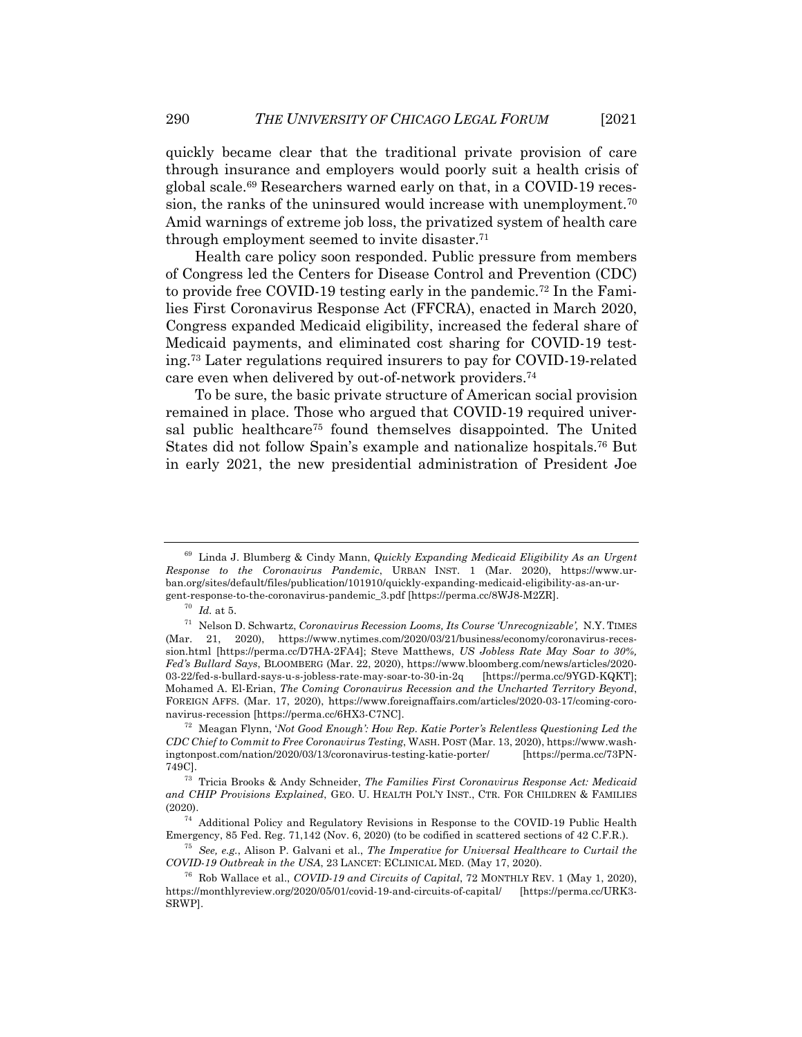quickly became clear that the traditional private provision of care through insurance and employers would poorly suit a health crisis of global scale.[69] Researchers warned early on that, in a COVID-19 recession, the ranks of the uninsured would increase with unemployment.[70] Amid warnings of extreme job loss, the privatized system of health care through employment seemed to invite disaster.[71]

Health care policy soon responded. Public pressure from members of Congress led the Centers for Disease Control and Prevention (CDC) to provide free COVID-19 testing early in the pandemic.[72] In the Families First Coronavirus Response Act (FFCRA), enacted in March 2020, Congress expanded Medicaid eligibility, increased the federal share of Medicaid payments, and eliminated cost sharing for COVID-19 testing.[73] Later regulations required insurers to pay for COVID-19-related care even when delivered by out-of-network providers.[74]

To be sure, the basic private structure of American social provision remained in place. Those who argued that COVID-19 required universal public healthcare[75] found themselves disappointed. The United States did not follow Spain's example and nationalize hospitals.[76] But in early 2021, the new presidential administration of President Joe

---

[69] Linda J. Blumberg & Cindy Mann, *Quickly Expanding Medicaid Eligibility As an Urgent Response to the Coronavirus Pandemic*, URBAN INST. 1 (Mar. 2020), https://www.urban.org/sites/default/files/publication/101910/quickly-expanding-medicaid-eligibility-as-an-urgent-response-to-the-coronavirus-pandemic_3.pdf [https://perma.cc/8WJ8-M2ZR].

[70] *Id.* at 5.

[71] Nelson D. Schwartz, *Coronavirus Recession Looms, Its Course 'Unrecognizable'*, N.Y. TIMES (Mar. 21, 2020), https://www.nytimes.com/2020/03/21/business/economy/coronavirus-recession.html [https://perma.cc/D7HA-2FA4]; Steve Matthews, *US Jobless Rate May Soar to 30%, Fed's Bullard Says*, BLOOMBERG (Mar. 22, 2020), https://www.bloomberg.com/news/articles/2020-03-22/fed-s-bullard-says-u-s-jobless-rate-may-soar-to-30-in-2q [https://perma.cc/9YGD-KQKT]; Mohamed A. El-Erian, *The Coming Coronavirus Recession and the Uncharted Territory Beyond*, FOREIGN AFFS. (Mar. 17, 2020), https://www.foreignaffairs.com/articles/2020-03-17/coming-coronavirus-recession [https://perma.cc/6HX3-C7NC].

[72] Meagan Flynn, *'Not Good Enough': How Rep. Katie Porter's Relentless Questioning Led the CDC Chief to Commit to Free Coronavirus Testing*, WASH. POST (Mar. 13, 2020), https://www.washingtonpost.com/nation/2020/03/13/coronavirus-testing-katie-porter/ [https://perma.cc/73PN-749C].

[73] Tricia Brooks & Andy Schneider, *The Families First Coronavirus Response Act: Medicaid and CHIP Provisions Explained*, GEO. U. HEALTH POL'Y INST., CTR. FOR CHILDREN & FAMILIES (2020).

[74] Additional Policy and Regulatory Revisions in Response to the COVID-19 Public Health Emergency, 85 Fed. Reg. 71,142 (Nov. 6, 2020) (to be codified in scattered sections of 42 C.F.R.).

[75] *See, e.g.*, Alison P. Galvani et al., *The Imperative for Universal Healthcare to Curtail the COVID-19 Outbreak in the USA*, 23 LANCET: ECLINICAL MED. (May 17, 2020).

[76] Rob Wallace et al., *COVID-19 and Circuits of Capital*, 72 MONTHLY REV. 1 (May 1, 2020), https://monthlyreview.org/2020/05/01/covid-19-and-circuits-of-capital/ [https://perma.cc/URK3-SRWP].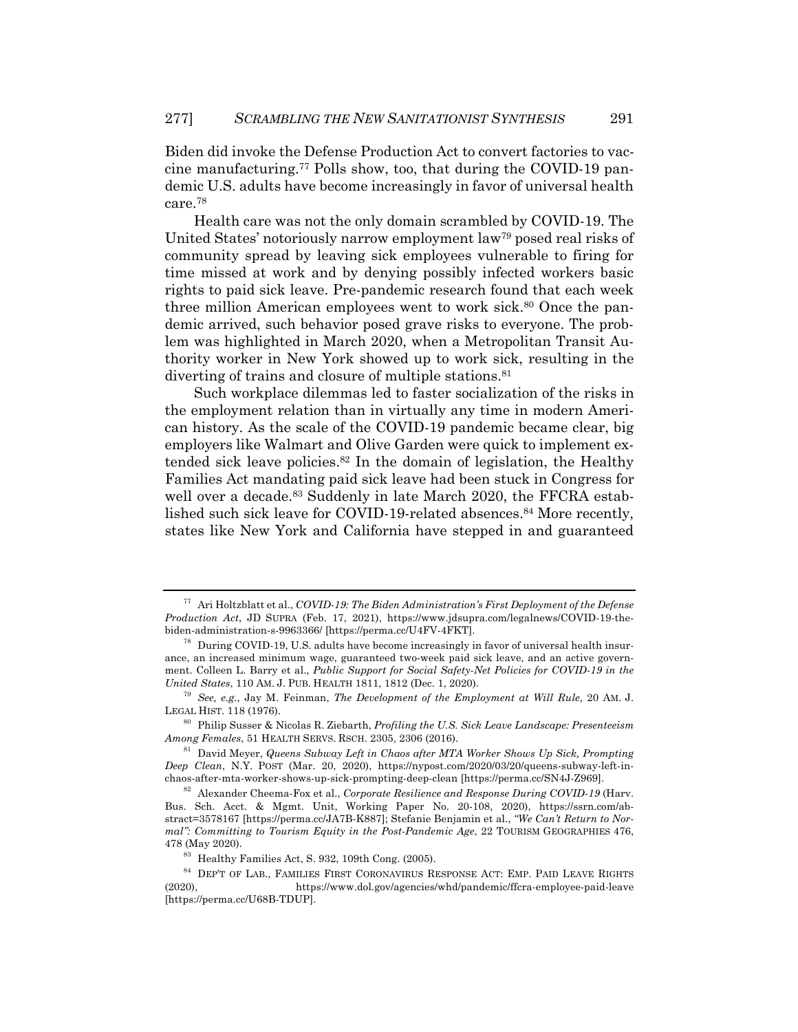Biden did invoke the Defense Production Act to convert factories to vaccine manufacturing.[77] Polls show, too, that during the COVID-19 pandemic U.S. adults have become increasingly in favor of universal health care.[78]

Health care was not the only domain scrambled by COVID-19. The United States' notoriously narrow employment law[79] posed real risks of community spread by leaving sick employees vulnerable to firing for time missed at work and by denying possibly infected workers basic rights to paid sick leave. Pre-pandemic research found that each week three million American employees went to work sick.[80] Once the pandemic arrived, such behavior posed grave risks to everyone. The problem was highlighted in March 2020, when a Metropolitan Transit Authority worker in New York showed up to work sick, resulting in the diverting of trains and closure of multiple stations.[81]

Such workplace dilemmas led to faster socialization of the risks in the employment relation than in virtually any time in modern American history. As the scale of the COVID-19 pandemic became clear, big employers like Walmart and Olive Garden were quick to implement extended sick leave policies.[82] In the domain of legislation, the Healthy Families Act mandating paid sick leave had been stuck in Congress for well over a decade.[83] Suddenly in late March 2020, the FFCRA established such sick leave for COVID-19-related absences.[84] More recently, states like New York and California have stepped in and guaranteed

---

[77] Ari Holtzblatt et al., *COVID-19: The Biden Administration's First Deployment of the Defense Production Act*, JD SUPRA (Feb. 17, 2021), https://www.jdsupra.com/legalnews/COVID-19-the-biden-administration-s-9963366/ [https://perma.cc/U4FV-4FKT].

[78] During COVID-19, U.S. adults have become increasingly in favor of universal health insurance, an increased minimum wage, guaranteed two-week paid sick leave, and an active government. Colleen L. Barry et al., *Public Support for Social Safety-Net Policies for COVID-19 in the United States*, 110 AM. J. PUB. HEALTH 1811, 1812 (Dec. 1, 2020).

[79] *See, e.g.*, Jay M. Feinman, *The Development of the Employment at Will Rule*, 20 AM. J. LEGAL HIST. 118 (1976).

[80] Philip Susser & Nicolas R. Ziebarth, *Profiling the U.S. Sick Leave Landscape: Presenteeism Among Females*, 51 HEALTH SERVS. RSCH. 2305, 2306 (2016).

[81] David Meyer, *Queens Subway Left in Chaos after MTA Worker Shows Up Sick, Prompting Deep Clean*, N.Y. POST (Mar. 20, 2020), https://nypost.com/2020/03/20/queens-subway-left-in-chaos-after-mta-worker-shows-up-sick-prompting-deep-clean [https://perma.cc/SN4J-Z969].

[82] Alexander Cheema-Fox et al., *Corporate Resilience and Response During COVID-19* (Harv. Bus. Sch. Acct. & Mgmt. Unit, Working Paper No. 20-108, 2020), https://ssrn.com/abstract=3578167 [https://perma.cc/JA7B-K887]; Stefanie Benjamin et al., *"We Can't Return to Normal": Committing to Tourism Equity in the Post-Pandemic Age*, 22 TOURISM GEOGRAPHIES 476, 478 (May 2020).

[83] Healthy Families Act, S. 932, 109th Cong. (2005).

[84] DEP'T OF LAB., FAMILIES FIRST CORONAVIRUS RESPONSE ACT: EMP. PAID LEAVE RIGHTS (2020), https://www.dol.gov/agencies/whd/pandemic/ffcra-employee-paid-leave [https://perma.cc/U68B-TDUP].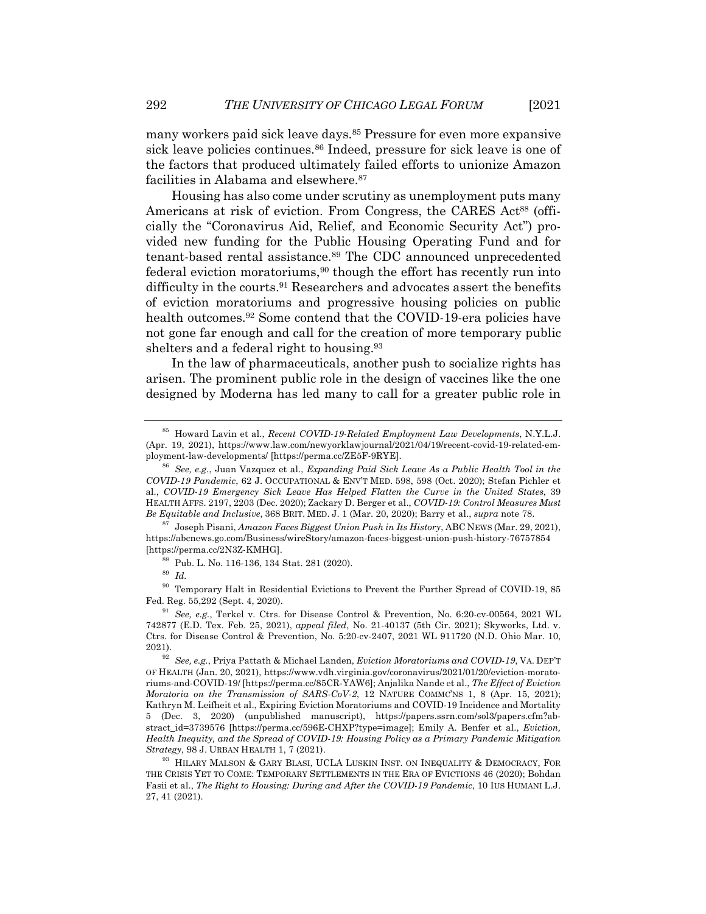many workers paid sick leave days.[85] Pressure for even more expansive sick leave policies continues.[86] Indeed, pressure for sick leave is one of the factors that produced ultimately failed efforts to unionize Amazon facilities in Alabama and elsewhere.[87]

Housing has also come under scrutiny as unemployment puts many Americans at risk of eviction. From Congress, the CARES Act[88] (officially the "Coronavirus Aid, Relief, and Economic Security Act") provided new funding for the Public Housing Operating Fund and for tenant-based rental assistance.[89] The CDC announced unprecedented federal eviction moratoriums,[90] though the effort has recently run into difficulty in the courts.[91] Researchers and advocates assert the benefits of eviction moratoriums and progressive housing policies on public health outcomes.[92] Some contend that the COVID-19-era policies have not gone far enough and call for the creation of more temporary public shelters and a federal right to housing.[93]

In the law of pharmaceuticals, another push to socialize rights has arisen. The prominent public role in the design of vaccines like the one designed by Moderna has led many to call for a greater public role in

---

[85] Howard Lavin et al., *Recent COVID-19-Related Employment Law Developments*, N.Y.L.J. (Apr. 19, 2021), https://www.law.com/newyorklawjournal/2021/04/19/recent-covid-19-related-employment-law-developments/ [https://perma.cc/ZE5F-9RYE].

[86] *See, e.g.*, Juan Vazquez et al., *Expanding Paid Sick Leave As a Public Health Tool in the COVID-19 Pandemic*, 62 J. OCCUPATIONAL & ENV'T MED. 598, 598 (Oct. 2020); Stefan Pichler et al., *COVID-19 Emergency Sick Leave Has Helped Flatten the Curve in the United States*, 39 HEALTH AFFS. 2197, 2203 (Dec. 2020); Zackary D. Berger et al., *COVID-19: Control Measures Must Be Equitable and Inclusive*, 368 BRIT. MED. J. 1 (Mar. 20, 2020); Barry et al., *supra* note 78.

[87] Joseph Pisani, *Amazon Faces Biggest Union Push in Its History*, ABC NEWS (Mar. 29, 2021), https://abcnews.go.com/Business/wireStory/amazon-faces-biggest-union-push-history-76757854 [https://perma.cc/2N3Z-KMHG].

[88] Pub. L. No. 116-136, 134 Stat. 281 (2020).

[89] *Id.*

[90] Temporary Halt in Residential Evictions to Prevent the Further Spread of COVID-19, 85 Fed. Reg. 55,292 (Sept. 4, 2020).

[91] *See, e.g.*, Terkel v. Ctrs. for Disease Control & Prevention, No. 6:20-cv-00564, 2021 WL 742877 (E.D. Tex. Feb. 25, 2021), *appeal filed*, No. 21-40137 (5th Cir. 2021); Skyworks, Ltd. v. Ctrs. for Disease Control & Prevention, No. 5:20-cv-2407, 2021 WL 911720 (N.D. Ohio Mar. 10, 2021).

[92] *See, e.g.*, Priya Pattath & Michael Landen, *Eviction Moratoriums and COVID-19*, VA. DEP'T OF HEALTH (Jan. 20, 2021), https://www.vdh.virginia.gov/coronavirus/2021/01/20/eviction-moratoriums-and-COVID-19/ [https://perma.cc/85CR-YAW6]; Anjalika Nande et al., *The Effect of Eviction Moratoria on the Transmission of SARS-CoV-2*, 12 NATURE COMMC'NS 1, 8 (Apr. 15, 2021); Kathryn M. Leifheit et al., Expiring Eviction Moratoriums and COVID-19 Incidence and Mortality 5 (Dec. 3, 2020) (unpublished manuscript), https://papers.ssrn.com/sol3/papers.cfm?abstract_id=3739576 [https://perma.cc/596E-CHXP?type=image]; Emily A. Benfer et al., *Eviction, Health Inequity, and the Spread of COVID-19: Housing Policy as a Primary Pandemic Mitigation Strategy*, 98 J. URBAN HEALTH 1, 7 (2021).

[93] HILARY MALSON & GARY BLASI, UCLA LUSKIN INST. ON INEQUALITY & DEMOCRACY, FOR THE CRISIS YET TO COME: TEMPORARY SETTLEMENTS IN THE ERA OF EVICTIONS 46 (2020); Bohdan Fasii et al., *The Right to Housing: During and After the COVID-19 Pandemic*, 10 IUS HUMANI L.J. 27, 41 (2021).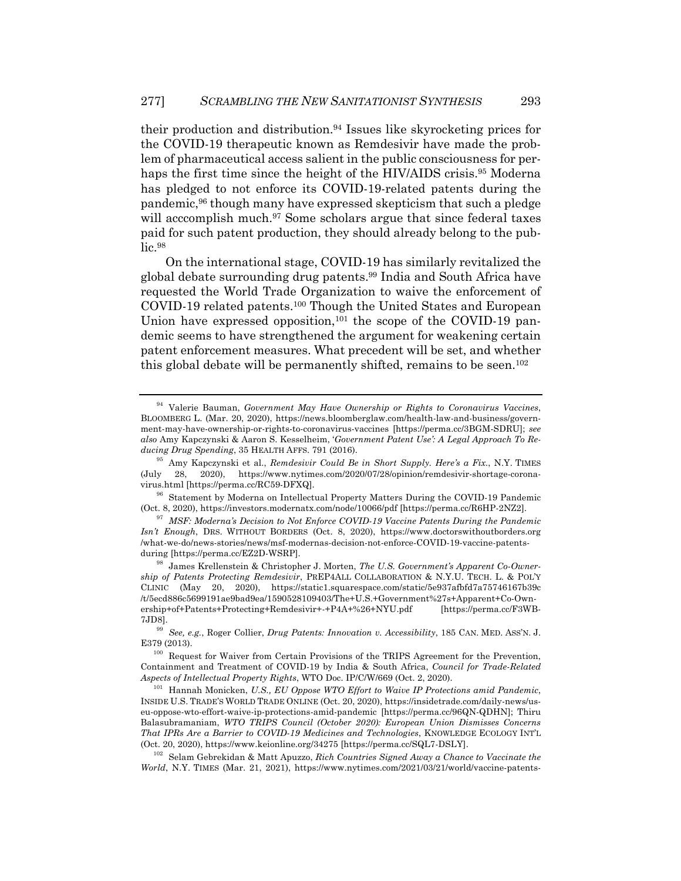their production and distribution.[94] Issues like skyrocketing prices for the COVID-19 therapeutic known as Remdesivir have made the problem of pharmaceutical access salient in the public consciousness for perhaps the first time since the height of the HIV/AIDS crisis.[95] Moderna has pledged to not enforce its COVID-19-related patents during the pandemic,[96] though many have expressed skepticism that such a pledge will acccomplish much.[97] Some scholars argue that since federal taxes paid for such patent production, they should already belong to the public.[98]

On the international stage, COVID-19 has similarly revitalized the global debate surrounding drug patents.[99] India and South Africa have requested the World Trade Organization to waive the enforcement of COVID-19 related patents.[100] Though the United States and European Union have expressed opposition,[101] the scope of the COVID-19 pandemic seems to have strengthened the argument for weakening certain patent enforcement measures. What precedent will be set, and whether this global debate will be permanently shifted, remains to be seen.[102]

---

[94] Valerie Bauman, *Government May Have Ownership or Rights to Coronavirus Vaccines*, BLOOMBERG L. (Mar. 20, 2020), https://news.bloomberglaw.com/health-law-and-business/government-may-have-ownership-or-rights-to-coronavirus-vaccines [https://perma.cc/3BGM-SDRU]; *see also* Amy Kapczynski & Aaron S. Kesselheim, '*Government Patent Use': A Legal Approach To Reducing Drug Spending*, 35 HEALTH AFFS. 791 (2016).

[95] Amy Kapczynski et al., *Remdesivir Could Be in Short Supply. Here's a Fix.*, N.Y. TIMES (July 28, 2020), https://www.nytimes.com/2020/07/28/opinion/remdesivir-shortage-coronavirus.html [https://perma.cc/RC59-DFXQ].

[96] Statement by Moderna on Intellectual Property Matters During the COVID-19 Pandemic (Oct. 8, 2020), https://investors.modernatx.com/node/10066/pdf [https://perma.cc/R6HP-2NZ2].

[97] *MSF: Moderna's Decision to Not Enforce COVID-19 Vaccine Patents During the Pandemic Isn't Enough*, DRS. WITHOUT BORDERS (Oct. 8, 2020), https://www.doctorswithoutborders.org/what-we-do/news-stories/news/msf-modernas-decision-not-enforce-COVID-19-vaccine-patents-during [https://perma.cc/EZ2D-WSRP].

[98] James Krellenstein & Christopher J. Morten, *The U.S. Government's Apparent Co-Ownership of Patents Protecting Remdesivir*, PREP4ALL COLLABORATION & N.Y.U. TECH. L. & POL'Y CLINIC (May 20, 2020), https://static1.squarespace.com/static/5e937afbfd7a75746167b39c/t/5ecd886c5699191ae9bad9ea/1590528109403/The+U.S.+Government%27s+Apparent+Co-Ownership+of+Patents+Protecting+Remdesivir+-+P4A+%26+NYU.pdf [https://perma.cc/F3WB-7JD8].

[99] *See, e.g.*, Roger Collier, *Drug Patents: Innovation v. Accessibility*, 185 CAN. MED. ASS'N. J. E379 (2013).

[100] Request for Waiver from Certain Provisions of the TRIPS Agreement for the Prevention, Containment and Treatment of COVID-19 by India & South Africa, *Council for Trade-Related Aspects of Intellectual Property Rights*, WTO Doc. IP/C/W/669 (Oct. 2, 2020).

[101] Hannah Monicken, *U.S., EU Oppose WTO Effort to Waive IP Protections amid Pandemic*, INSIDE U.S. TRADE'S WORLD TRADE ONLINE (Oct. 20, 2020), https://insidetrade.com/daily-news/us-eu-oppose-wto-effort-waive-ip-protections-amid-pandemic [https://perma.cc/96QN-QDHN]; Thiru Balasubramaniam, *WTO TRIPS Council (October 2020): European Union Dismisses Concerns That IPRs Are a Barrier to COVID-19 Medicines and Technologies*, KNOWLEDGE ECOLOGY INT'L (Oct. 20, 2020), https://www.keionline.org/34275 [https://perma.cc/SQL7-DSLY].

[102] Selam Gebrekidan & Matt Apuzzo, *Rich Countries Signed Away a Chance to Vaccinate the World*, N.Y. TIMES (Mar. 21, 2021), https://www.nytimes.com/2021/03/21/world/vaccine-patents-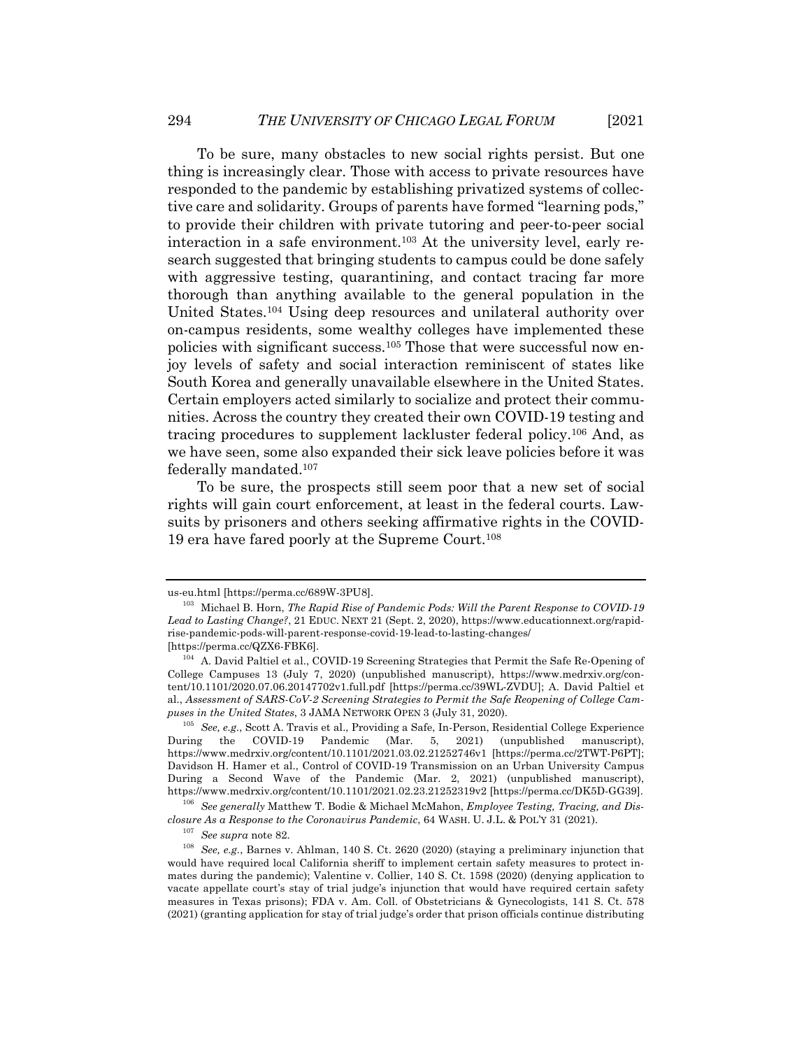To be sure, many obstacles to new social rights persist. But one thing is increasingly clear. Those with access to private resources have responded to the pandemic by establishing privatized systems of collective care and solidarity. Groups of parents have formed "learning pods," to provide their children with private tutoring and peer-to-peer social interaction in a safe environment.[103] At the university level, early research suggested that bringing students to campus could be done safely with aggressive testing, quarantining, and contact tracing far more thorough than anything available to the general population in the United States.[104] Using deep resources and unilateral authority over on-campus residents, some wealthy colleges have implemented these policies with significant success.[105] Those that were successful now enjoy levels of safety and social interaction reminiscent of states like South Korea and generally unavailable elsewhere in the United States. Certain employers acted similarly to socialize and protect their communities. Across the country they created their own COVID-19 testing and tracing procedures to supplement lackluster federal policy.[106] And, as we have seen, some also expanded their sick leave policies before it was federally mandated.[107]

To be sure, the prospects still seem poor that a new set of social rights will gain court enforcement, at least in the federal courts. Lawsuits by prisoners and others seeking affirmative rights in the COVID-19 era have fared poorly at the Supreme Court.[108]

---

us-eu.html [https://perma.cc/689W-3PU8].

[103] Michael B. Horn, *The Rapid Rise of Pandemic Pods: Will the Parent Response to COVID-19 Lead to Lasting Change?*, 21 EDUC. NEXT 21 (Sept. 2, 2020), https://www.educationnext.org/rapid-rise-pandemic-pods-will-parent-response-covid-19-lead-to-lasting-changes/ [https://perma.cc/QZX6-FBK6].

[104] A. David Paltiel et al., COVID-19 Screening Strategies that Permit the Safe Re-Opening of College Campuses 13 (July 7, 2020) (unpublished manuscript), https://www.medrxiv.org/content/10.1101/2020.07.06.20147702v1.full.pdf [https://perma.cc/39WL-ZVDU]; A. David Paltiel et al., *Assessment of SARS-CoV-2 Screening Strategies to Permit the Safe Reopening of College Campuses in the United States*, 3 JAMA NETWORK OPEN 3 (July 31, 2020).

[105] *See, e.g.*, Scott A. Travis et al., Providing a Safe, In-Person, Residential College Experience During the COVID-19 Pandemic (Mar. 5, 2021) (unpublished manuscript), https://www.medrxiv.org/content/10.1101/2021.03.02.21252746v1 [https://perma.cc/2TWT-P6PT]; Davidson H. Hamer et al., Control of COVID-19 Transmission on an Urban University Campus During a Second Wave of the Pandemic (Mar. 2, 2021) (unpublished manuscript), https://www.medrxiv.org/content/10.1101/2021.02.23.21252319v2 [https://perma.cc/DK5D-GG39].

[106] *See generally* Matthew T. Bodie & Michael McMahon, *Employee Testing, Tracing, and Disclosure As a Response to the Coronavirus Pandemic*, 64 WASH. U. J.L. & POL'Y 31 (2021).

[107] *See supra* note 82.

[108] *See, e.g.*, Barnes v. Ahlman, 140 S. Ct. 2620 (2020) (staying a preliminary injunction that would have required local California sheriff to implement certain safety measures to protect inmates during the pandemic); Valentine v. Collier, 140 S. Ct. 1598 (2020) (denying application to vacate appellate court's stay of trial judge's injunction that would have required certain safety measures in Texas prisons); FDA v. Am. Coll. of Obstetricians & Gynecologists, 141 S. Ct. 578 (2021) (granting application for stay of trial judge's order that prison officials continue distributing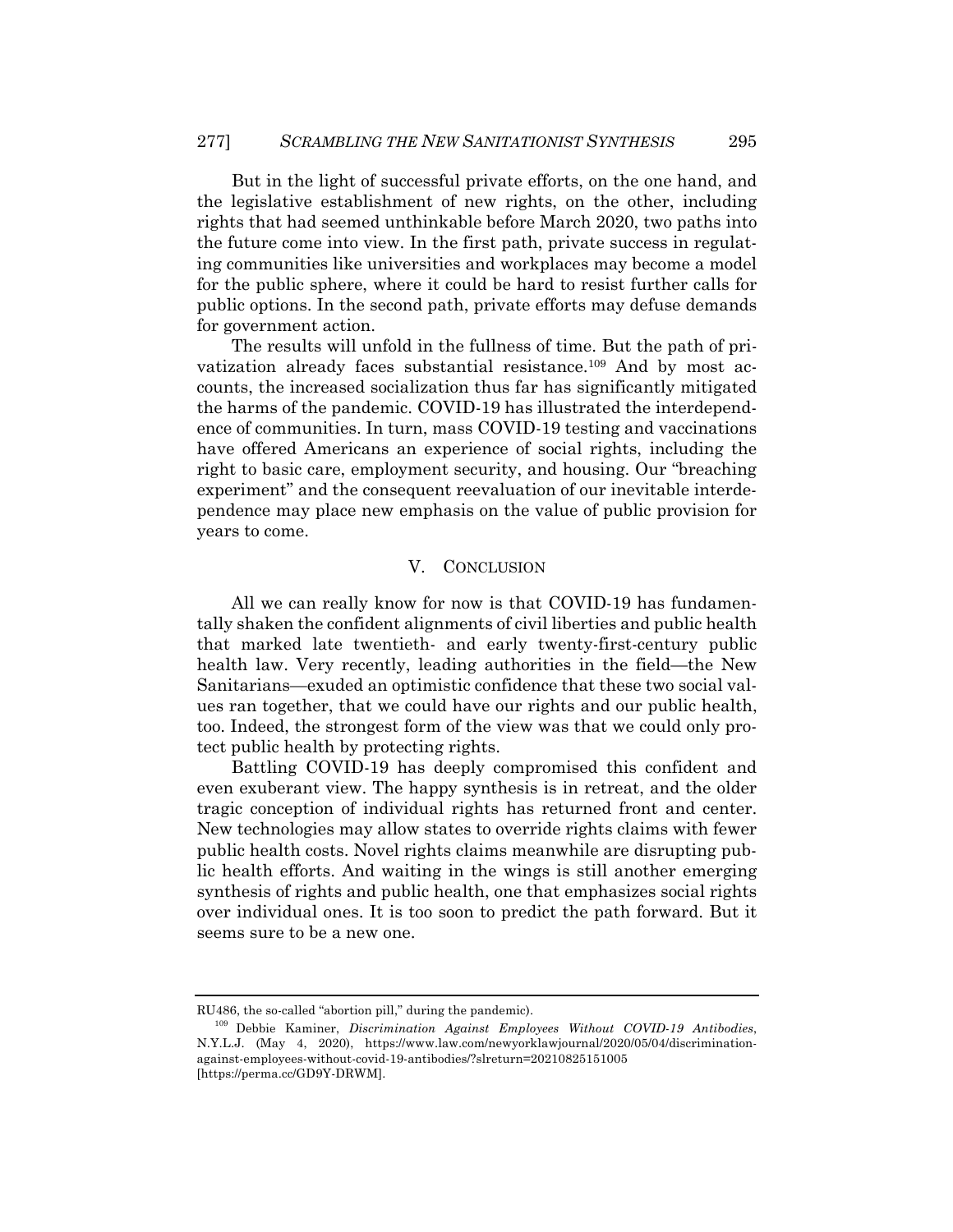But in the light of successful private efforts, on the one hand, and the legislative establishment of new rights, on the other, including rights that had seemed unthinkable before March 2020, two paths into the future come into view. In the first path, private success in regulating communities like universities and workplaces may become a model for the public sphere, where it could be hard to resist further calls for public options. In the second path, private efforts may defuse demands for government action.

The results will unfold in the fullness of time. But the path of privatization already faces substantial resistance.[109] And by most accounts, the increased socialization thus far has significantly mitigated the harms of the pandemic. COVID-19 has illustrated the interdependence of communities. In turn, mass COVID-19 testing and vaccinations have offered Americans an experience of social rights, including the right to basic care, employment security, and housing. Our "breaching experiment" and the consequent reevaluation of our inevitable interdependence may place new emphasis on the value of public provision for years to come.

## V. CONCLUSION

All we can really know for now is that COVID-19 has fundamentally shaken the confident alignments of civil liberties and public health that marked late twentieth- and early twenty-first-century public health law. Very recently, leading authorities in the field—the New Sanitarians—exuded an optimistic confidence that these two social values ran together, that we could have our rights and our public health, too. Indeed, the strongest form of the view was that we could only protect public health by protecting rights.

Battling COVID-19 has deeply compromised this confident and even exuberant view. The happy synthesis is in retreat, and the older tragic conception of individual rights has returned front and center. New technologies may allow states to override rights claims with fewer public health costs. Novel rights claims meanwhile are disrupting public health efforts. And waiting in the wings is still another emerging synthesis of rights and public health, one that emphasizes social rights over individual ones. It is too soon to predict the path forward. But it seems sure to be a new one.

---

RU486, the so-called "abortion pill," during the pandemic).

[109] Debbie Kaminer, *Discrimination Against Employees Without COVID-19 Antibodies*, N.Y.L.J. (May 4, 2020), https://www.law.com/newyorklawjournal/2020/05/04/discrimination-against-employees-without-covid-19-antibodies/?slreturn=20210825151005 [https://perma.cc/GD9Y-DRWM].